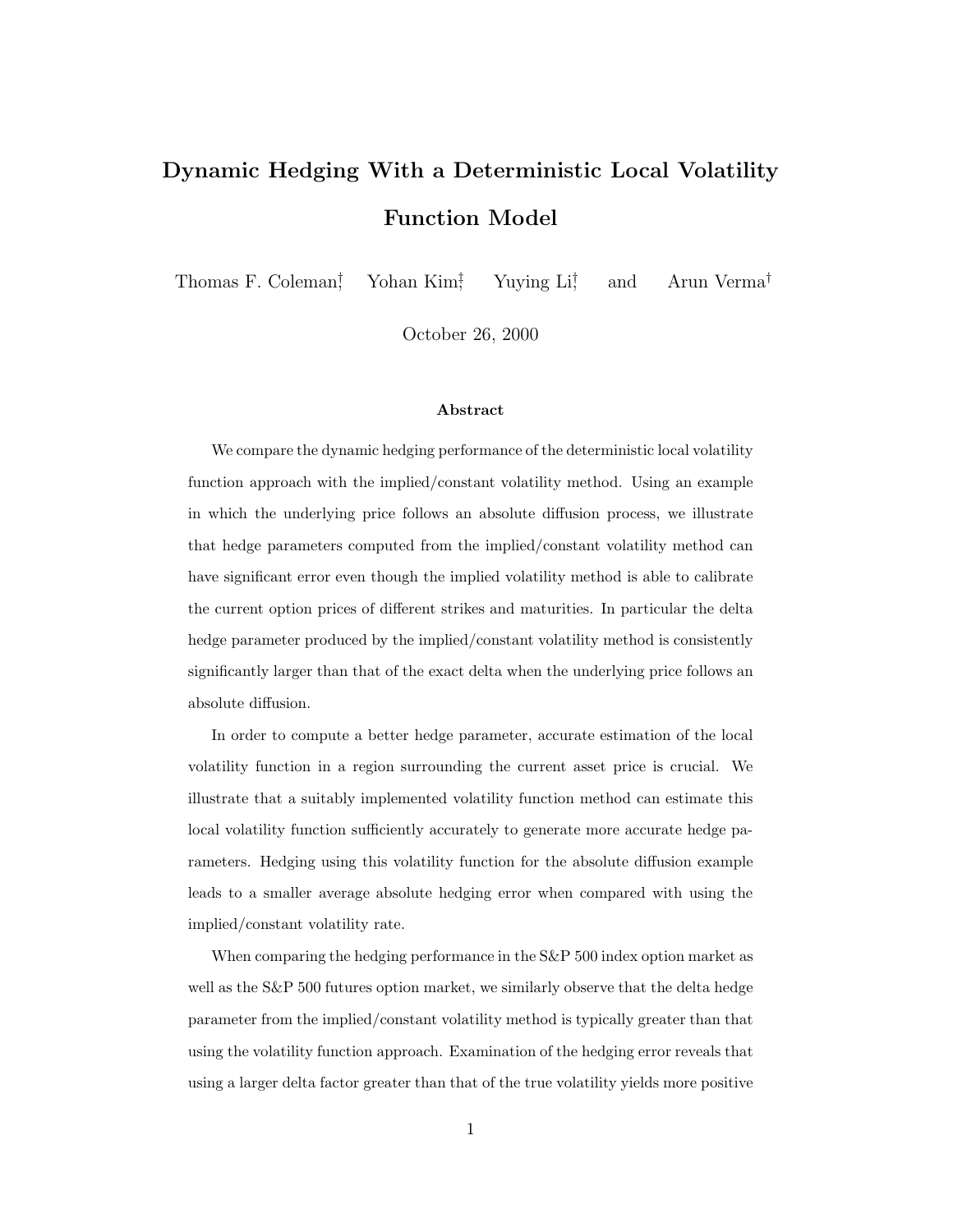# Dynamic Hedging With a Deterministic Local Volatility Function Model

Thomas F. Coleman[†], Yohan Kim[‡], Yuying Li[†] and Arun Verma[†]

October 26, 2000

### Abstract

We compare the dynamic hedging performance of the deterministic local volatility function approach with the implied/constant volatility method. Using an example in which the underlying price follows an absolute diffusion process, we illustrate that hedge parameters computed from the implied/constant volatility method can have significant error even though the implied volatility method is able to calibrate the current option prices of different strikes and maturities. In particular the delta hedge parameter produced by the implied/constant volatility method is consistently significantly larger than that of the exact delta when the underlying price follows an absolute diffusion.

In order to compute a better hedge parameter, accurate estimation of the local volatility function in a region surrounding the current asset price is crucial. We illustrate that a suitably implemented volatility function method can estimate this local volatility function sufficiently accurately to generate more accurate hedge parameters. Hedging using this volatility function for the absolute diffusion example leads to a smaller average absolute hedging error when compared with using the implied/constant volatility rate.

When comparing the hedging performance in the S&P 500 index option market as well as the S&P 500 futures option market, we similarly observe that the delta hedge parameter from the implied/constant volatility method is typically greater than that using the volatility function approach. Examination of the hedging error reveals that using a larger delta factor greater than that of the true volatility yields more positive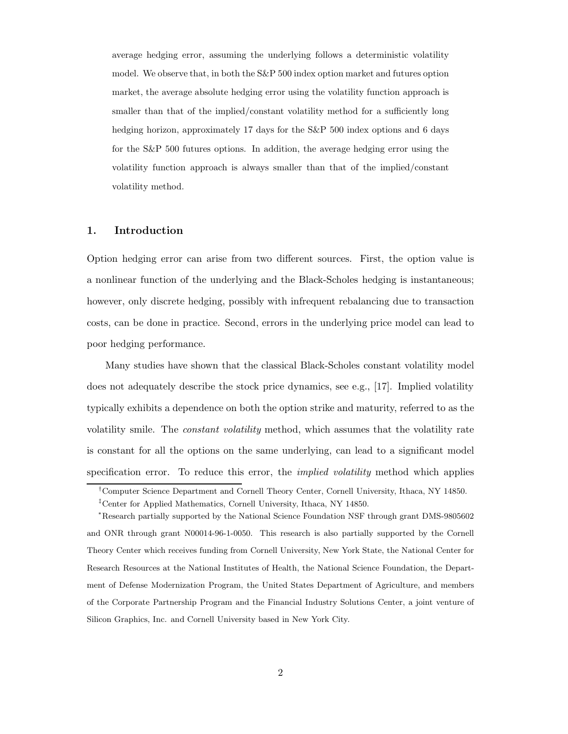average hedging error, assuming the underlying follows a deterministic volatility model. We observe that, in both the S&P 500 index option market and futures option market, the average absolute hedging error using the volatility function approach is smaller than that of the implied/constant volatility method for a sufficiently long hedging horizon, approximately 17 days for the S&P 500 index options and 6 days for the S&P 500 futures options. In addition, the average hedging error using the volatility function approach is always smaller than that of the implied/constant volatility method.

## 1. Introduction

Option hedging error can arise from two different sources. First, the option value is a nonlinear function of the underlying and the Black-Scholes hedging is instantaneous; however, only discrete hedging, possibly with infrequent rebalancing due to transaction costs, can be done in practice. Second, errors in the underlying price model can lead to poor hedging performance.

Many studies have shown that the classical Black-Scholes constant volatility model does not adequately describe the stock price dynamics, see e.g., [17]. Implied volatility typically exhibits a dependence on both the option strike and maturity, referred to as the volatility smile. The *constant volatility* method, which assumes that the volatility rate is constant for all the options on the same underlying, can lead to a significant model specification error. To reduce this error, the *implied volatility* method which applies

[†] Computer Science Department and Cornell Theory Center, Cornell University, Ithaca, NY 14850.

[‡] Center for Applied Mathematics, Cornell University, Ithaca, NY 14850.

[*] Research partially supported by the National Science Foundation NSF through grant DMS-9805602 and ONR through grant N00014-96-1-0050. This research is also partially supported by the Cornell Theory Center which receives funding from Cornell University, New York State, the National Center for Research Resources at the National Institutes of Health, the National Science Foundation, the Department of Defense Modernization Program, the United States Department of Agriculture, and members of the Corporate Partnership Program and the Financial Industry Solutions Center, a joint venture of Silicon Graphics, Inc. and Cornell University based in New York City.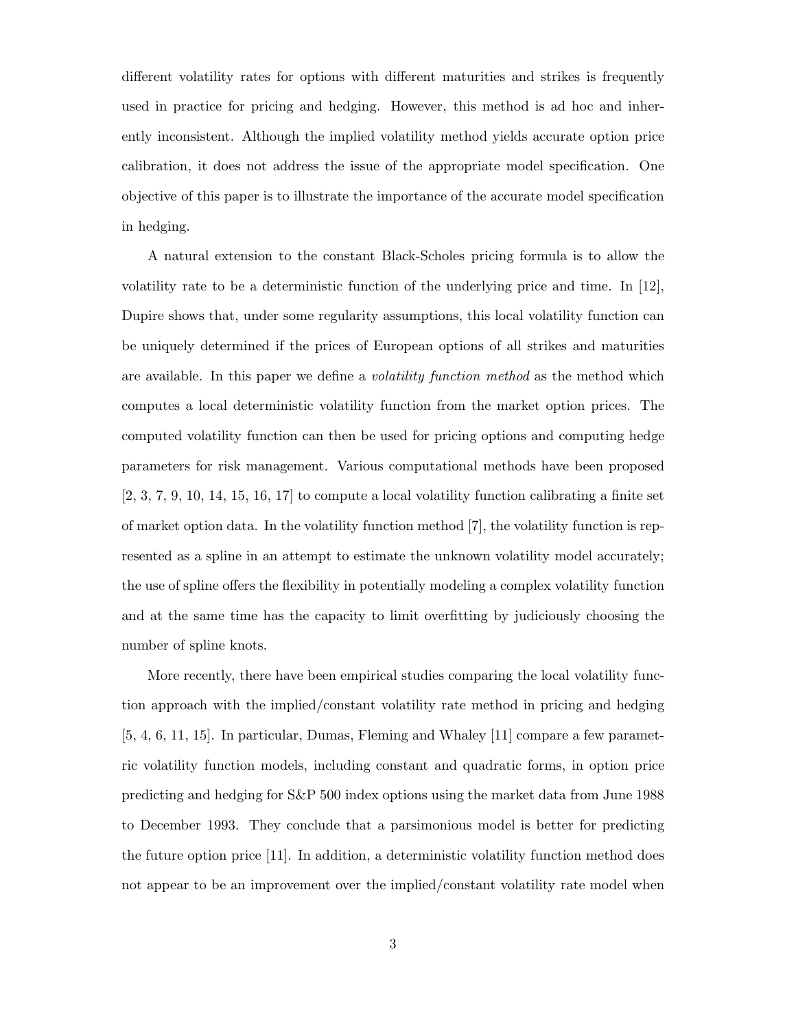different volatility rates for options with different maturities and strikes is frequently used in practice for pricing and hedging. However, this method is ad hoc and inherently inconsistent. Although the implied volatility method yields accurate option price calibration, it does not address the issue of the appropriate model specification. One objective of this paper is to illustrate the importance of the accurate model specification in hedging.

A natural extension to the constant Black-Scholes pricing formula is to allow the volatility rate to be a deterministic function of the underlying price and time. In [12], Dupire shows that, under some regularity assumptions, this local volatility function can be uniquely determined if the prices of European options of all strikes and maturities are available. In this paper we define a *volatility function method* as the method which computes a local deterministic volatility function from the market option prices. The computed volatility function can then be used for pricing options and computing hedge parameters for risk management. Various computational methods have been proposed [2, 3, 7, 9, 10, 14, 15, 16, 17] to compute a local volatility function calibrating a finite set of market option data. In the volatility function method [7], the volatility function is represented as a spline in an attempt to estimate the unknown volatility model accurately; the use of spline offers the flexibility in potentially modeling a complex volatility function and at the same time has the capacity to limit overfitting by judiciously choosing the number of spline knots.

More recently, there have been empirical studies comparing the local volatility function approach with the implied/constant volatility rate method in pricing and hedging [5, 4, 6, 11, 15]. In particular, Dumas, Fleming and Whaley [11] compare a few parametric volatility function models, including constant and quadratic forms, in option price predicting and hedging for S&P 500 index options using the market data from June 1988 to December 1993. They conclude that a parsimonious model is better for predicting the future option price [11]. In addition, a deterministic volatility function method does not appear to be an improvement over the implied/constant volatility rate model when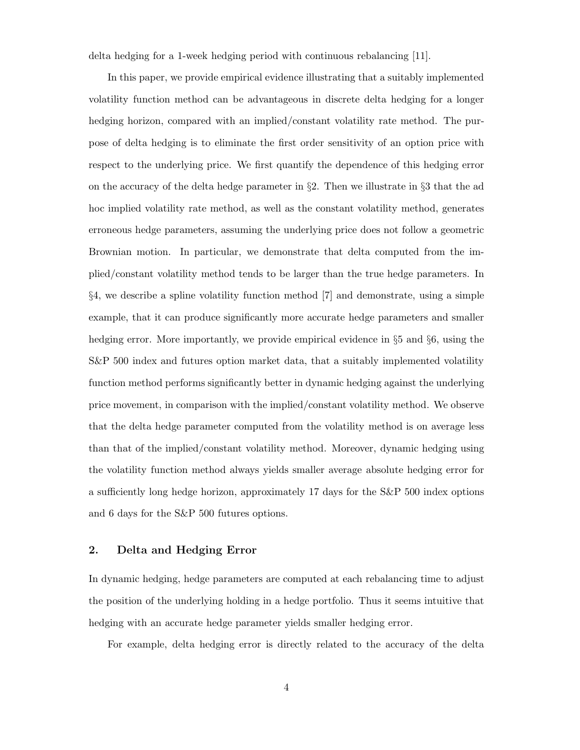delta hedging for a 1-week hedging period with continuous rebalancing [11].

In this paper, we provide empirical evidence illustrating that a suitably implemented volatility function method can be advantageous in discrete delta hedging for a longer hedging horizon, compared with an implied/constant volatility rate method. The purpose of delta hedging is to eliminate the first order sensitivity of an option price with respect to the underlying price. We first quantify the dependence of this hedging error on the accuracy of the delta hedge parameter in §2. Then we illustrate in §3 that the ad hoc implied volatility rate method, as well as the constant volatility method, generates erroneous hedge parameters, assuming the underlying price does not follow a geometric Brownian motion. In particular, we demonstrate that delta computed from the implied/constant volatility method tends to be larger than the true hedge parameters. In §4, we describe a spline volatility function method [7] and demonstrate, using a simple example, that it can produce significantly more accurate hedge parameters and smaller hedging error. More importantly, we provide empirical evidence in §5 and §6, using the S&P 500 index and futures option market data, that a suitably implemented volatility function method performs significantly better in dynamic hedging against the underlying price movement, in comparison with the implied/constant volatility method. We observe that the delta hedge parameter computed from the volatility method is on average less than that of the implied/constant volatility method. Moreover, dynamic hedging using the volatility function method always yields smaller average absolute hedging error for a sufficiently long hedge horizon, approximately 17 days for the S&P 500 index options and 6 days for the S&P 500 futures options.

## 2. Delta and Hedging Error

In dynamic hedging, hedge parameters are computed at each rebalancing time to adjust the position of the underlying holding in a hedge portfolio. Thus it seems intuitive that hedging with an accurate hedge parameter yields smaller hedging error.

For example, delta hedging error is directly related to the accuracy of the delta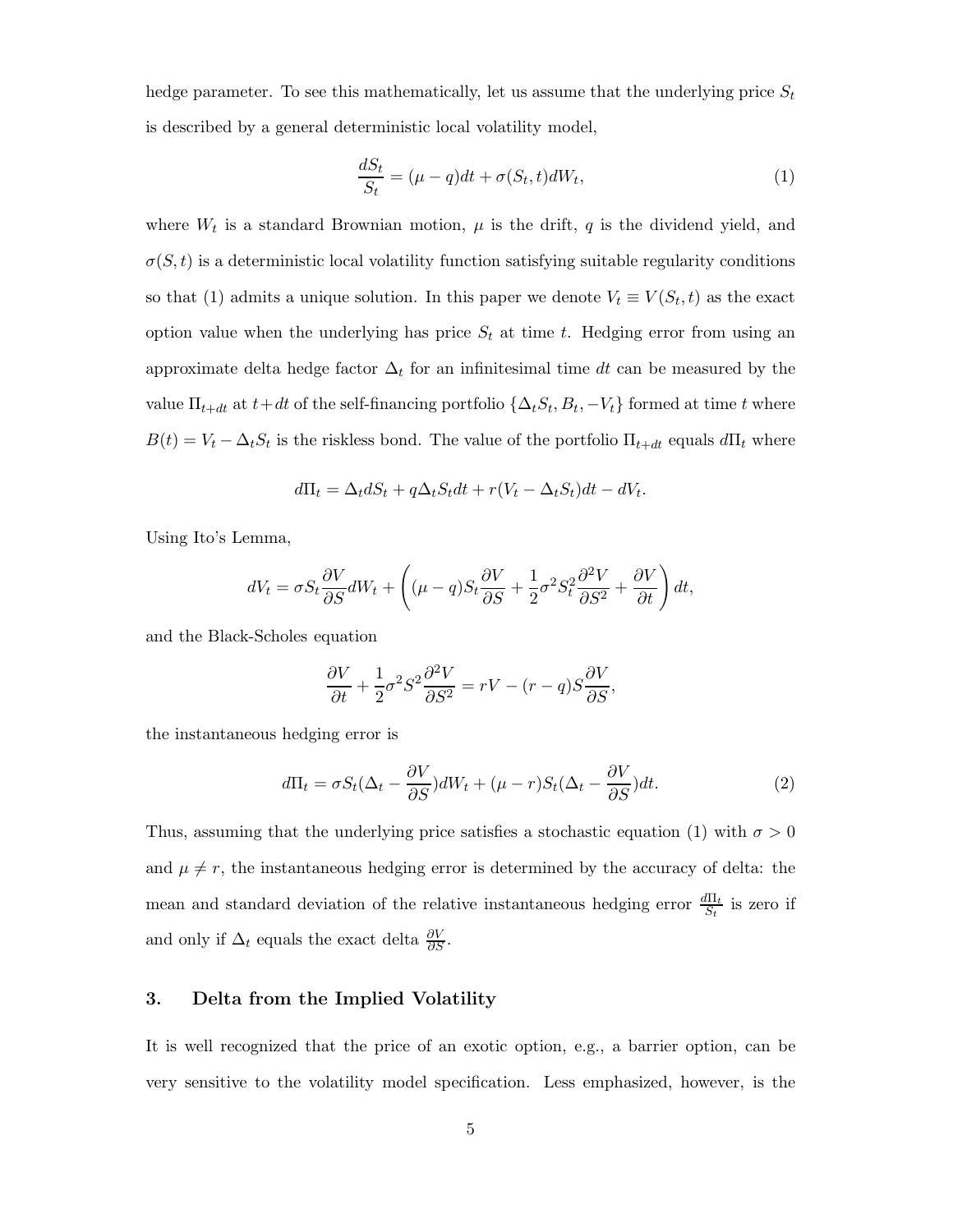hedge parameter. To see this mathematically, let us assume that the underlying price $S_t$ is described by a general deterministic local volatility model,

$$\frac{dS_t}{S_t} = (\mu - q)dt + \sigma(S_t, t)dW_t, \tag{1}$$

where $W_t$ is a standard Brownian motion, $\mu$ is the drift, $q$ is the dividend yield, and $\sigma(S, t)$ is a deterministic local volatility function satisfying suitable regularity conditions so that (1) admits a unique solution. In this paper we denote $V_t \equiv V(S_t, t)$ as the exact option value when the underlying has price $S_t$ at time $t$. Hedging error from using an approximate delta hedge factor $\Delta_t$ for an infinitesimal time $dt$ can be measured by the value $\Pi_{t+dt}$ at $t+dt$ of the self-financing portfolio $\{\Delta_t S_t, B_t, -V_t\}$ formed at time $t$ where $B(t) = V_t - \Delta_t S_t$ is the riskless bond. The value of the portfolio $\Pi_{t+dt}$ equals $d\Pi_t$ where

$$d\Pi_t = \Delta_t dS_t + q\Delta_t S_t dt + r(V_t - \Delta_t S_t)dt - dV_t.$$

Using Ito's Lemma,

$$dV_t = \sigma S_t \frac{\partial V}{\partial S} dW_t + \left( (\mu - q) S_t \frac{\partial V}{\partial S} + \frac{1}{2}\sigma^2 S_t^2 \frac{\partial^2 V}{\partial S^2} + \frac{\partial V}{\partial t} \right) dt,$$

and the Black-Scholes equation

$$\frac{\partial V}{\partial t} + \frac{1}{2}\sigma^2 S^2 \frac{\partial^2 V}{\partial S^2} = rV - (r - q)S\frac{\partial V}{\partial S},$$

the instantaneous hedging error is

$$d\Pi_t = \sigma S_t (\Delta_t - \frac{\partial V}{\partial S}) dW_t + (\mu - r) S_t (\Delta_t - \frac{\partial V}{\partial S}) dt. \tag{2}$$

Thus, assuming that the underlying price satisfies a stochastic equation (1) with $\sigma > 0$ and $\mu \neq r$, the instantaneous hedging error is determined by the accuracy of delta: the mean and standard deviation of the relative instantaneous hedging error $\frac{d\Pi_t}{S_t}$ is zero if and only if $\Delta_t$ equals the exact delta $\frac{\partial V}{\partial S}$.

## 3. Delta from the Implied Volatility

It is well recognized that the price of an exotic option, e.g., a barrier option, can be very sensitive to the volatility model specification. Less emphasized, however, is the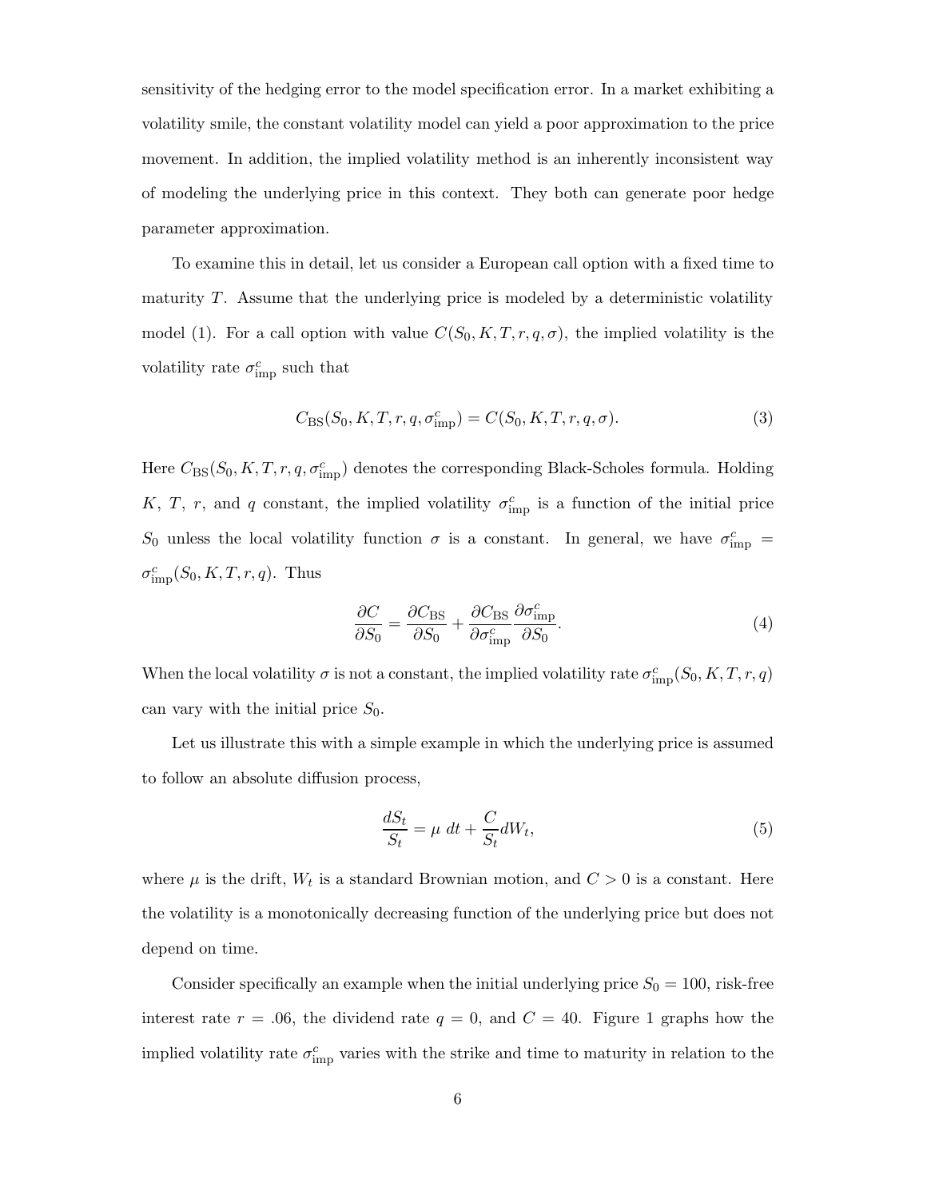sensitivity of the hedging error to the model specification error. In a market exhibiting a volatility smile, the constant volatility model can yield a poor approximation to the price movement. In addition, the implied volatility method is an inherently inconsistent way of modeling the underlying price in this context. They both can generate poor hedge parameter approximation.

To examine this in detail, let us consider a European call option with a fixed time to maturity $T$. Assume that the underlying price is modeled by a deterministic volatility model (1). For a call option with value $C(S_0, K, T, r, q, \sigma)$, the implied volatility is the volatility rate $\sigma^c_{\text{imp}}$ such that

$$C_{\text{BS}}(S_0, K, T, r, q, \sigma^c_{\text{imp}}) = C(S_0, K, T, r, q, \sigma). \tag{3}$$

Here $C_{\text{BS}}(S_0, K, T, r, q, \sigma^c_{\text{imp}})$ denotes the corresponding Black-Scholes formula. Holding $K$, $T$, $r$, and $q$ constant, the implied volatility $\sigma^c_{\text{imp}}$ is a function of the initial price $S_0$ unless the local volatility function $\sigma$ is a constant. In general, we have $\sigma^c_{\text{imp}} = \sigma^c_{\text{imp}}(S_0, K, T, r, q)$. Thus

$$\frac{\partial C}{\partial S_0} = \frac{\partial C_{\text{BS}}}{\partial S_0} + \frac{\partial C_{\text{BS}}}{\partial \sigma^c_{\text{imp}}} \frac{\partial \sigma^c_{\text{imp}}}{\partial S_0}. \tag{4}$$

When the local volatility $\sigma$ is not a constant, the implied volatility rate $\sigma^c_{\text{imp}}(S_0, K, T, r, q)$ can vary with the initial price $S_0$.

Let us illustrate this with a simple example in which the underlying price is assumed to follow an absolute diffusion process,

$$\frac{dS_t}{S_t} = \mu \, dt + \frac{C}{S_t} dW_t, \tag{5}$$

where $\mu$ is the drift, $W_t$ is a standard Brownian motion, and $C > 0$ is a constant. Here the volatility is a monotonically decreasing function of the underlying price but does not depend on time.

Consider specifically an example when the initial underlying price $S_0 = 100$, risk-free interest rate $r = .06$, the dividend rate $q = 0$, and $C = 40$. Figure 1 graphs how the implied volatility rate $\sigma^c_{\text{imp}}$ varies with the strike and time to maturity in relation to the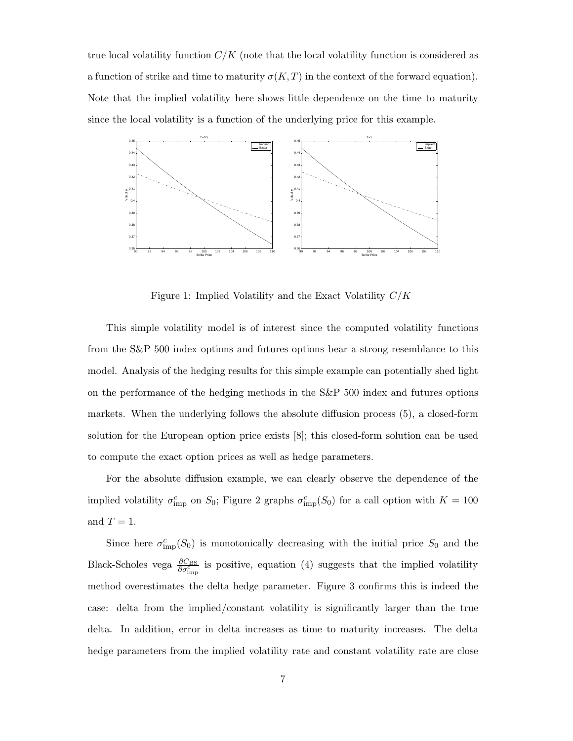true local volatility function $C/K$ (note that the local volatility function is considered as a function of strike and time to maturity $\sigma(K,T)$ in the context of the forward equation). Note that the implied volatility here shows little dependence on the time to maturity since the local volatility is a function of the underlying price for this example.

Figure 1: Implied Volatility and the Exact Volatility $C/K$

This simple volatility model is of interest since the computed volatility functions from the S&P 500 index options and futures options bear a strong resemblance to this model. Analysis of the hedging results for this simple example can potentially shed light on the performance of the hedging methods in the S&P 500 index and futures options markets. When the underlying follows the absolute diffusion process (5), a closed-form solution for the European option price exists [8]; this closed-form solution can be used to compute the exact option prices as well as hedge parameters.

For the absolute diffusion example, we can clearly observe the dependence of the implied volatility $\sigma^c_{\text{imp}}$ on $S_0$; Figure 2 graphs $\sigma^c_{\text{imp}}(S_0)$ for a call option with $K = 100$ and $T = 1$.

Since here $\sigma^c_{\text{imp}}(S_0)$ is monotonically decreasing with the initial price $S_0$ and the Black-Scholes vega $\frac{\partial C_{\text{BS}}}{\partial \sigma^c_{\text{imp}}}$ is positive, equation (4) suggests that the implied volatility method overestimates the delta hedge parameter. Figure 3 confirms this is indeed the case: delta from the implied/constant volatility is significantly larger than the true delta. In addition, error in delta increases as time to maturity increases. The delta hedge parameters from the implied volatility rate and constant volatility rate are close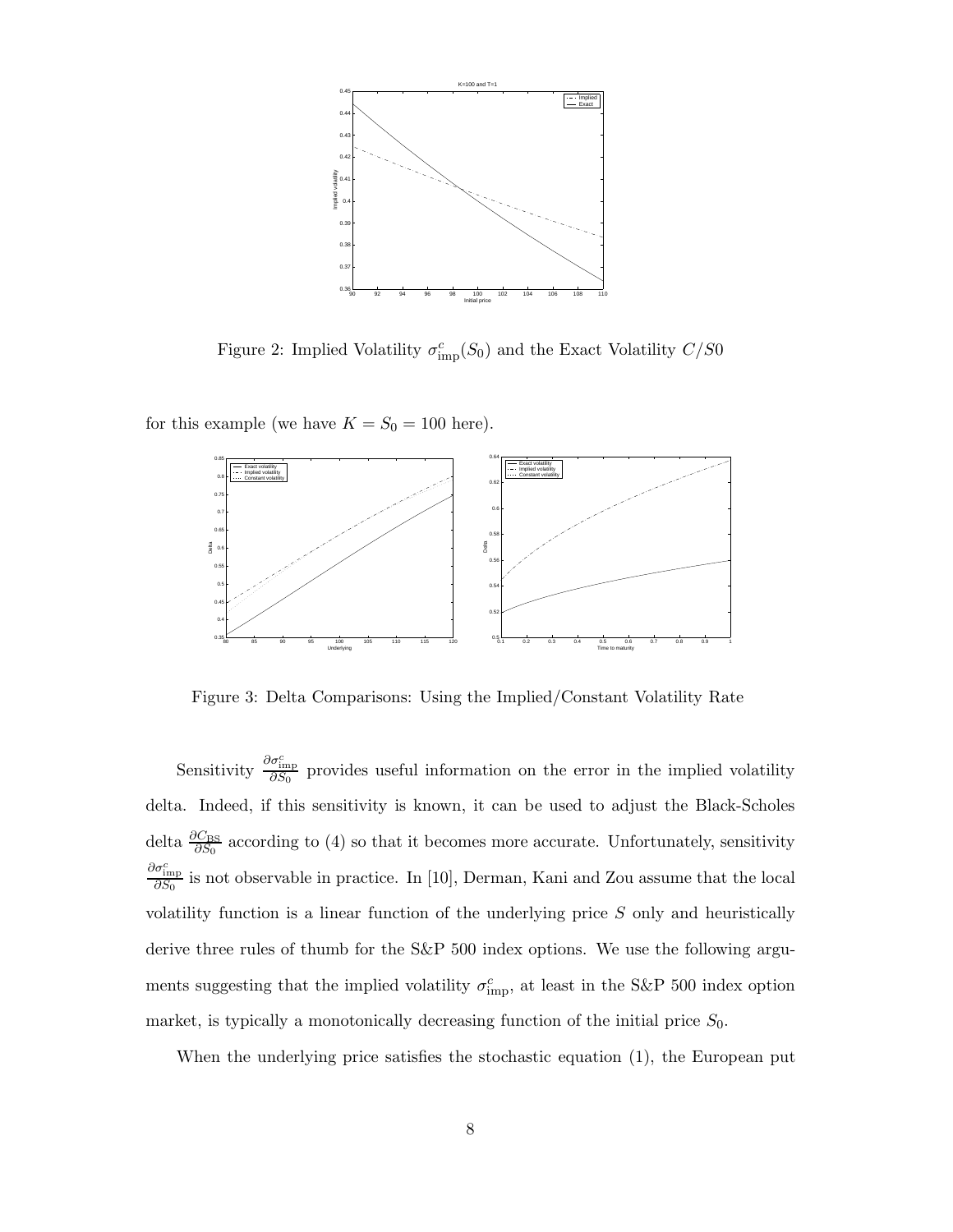Figure 2: Implied Volatility $\sigma^c_{\text{imp}}(S_0)$ and the Exact Volatility $C/S0$

for this example (we have $K = S_0 = 100$ here).

Figure 3: Delta Comparisons: Using the Implied/Constant Volatility Rate

Sensitivity $\frac{\partial \sigma^c_{\text{imp}}}{\partial S_0}$ provides useful information on the error in the implied volatility delta. Indeed, if this sensitivity is known, it can be used to adjust the Black-Scholes delta $\frac{\partial C_{\text{BS}}}{\partial S_0}$ according to (4) so that it becomes more accurate. Unfortunately, sensitivity $\frac{\partial \sigma^c_{\text{imp}}}{\partial S_0}$ is not observable in practice. In [10], Derman, Kani and Zou assume that the local volatility function is a linear function of the underlying price $S$ only and heuristically derive three rules of thumb for the S&P 500 index options. We use the following arguments suggesting that the implied volatility $\sigma^c_{\text{imp}}$, at least in the S&P 500 index option market, is typically a monotonically decreasing function of the initial price $S_0$.

When the underlying price satisfies the stochastic equation (1), the European put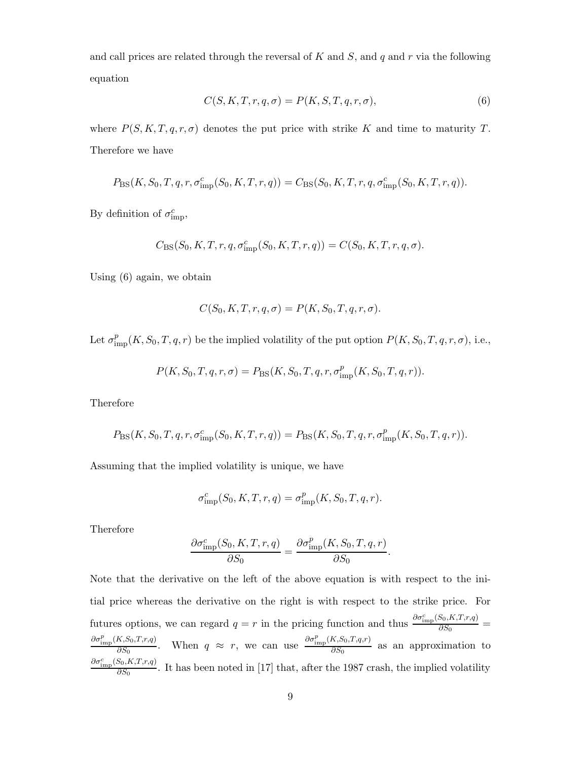and call prices are related through the reversal of $K$ and $S$, and $q$ and $r$ via the following equation

$$C(S, K, T, r, q, \sigma) = P(K, S, T, q, r, \sigma), \tag{6}$$

where $P(S, K, T, q, r, \sigma)$ denotes the put price with strike $K$ and time to maturity $T$. Therefore we have

$$P_{\mathrm{BS}}(K, S_0, T, q, r, \sigma^c_{\mathrm{imp}}(S_0, K, T, r, q)) = C_{\mathrm{BS}}(S_0, K, T, r, q, \sigma^c_{\mathrm{imp}}(S_0, K, T, r, q)).$$

By definition of $\sigma^c_{\mathrm{imp}}$,

$$C_{\mathrm{BS}}(S_0, K, T, r, q, \sigma^c_{\mathrm{imp}}(S_0, K, T, r, q)) = C(S_0, K, T, r, q, \sigma).$$

Using (6) again, we obtain

$$C(S_0, K, T, r, q, \sigma) = P(K, S_0, T, q, r, \sigma).$$

Let $\sigma^p_{\mathrm{imp}}(K, S_0, T, q, r)$ be the implied volatility of the put option $P(K, S_0, T, q, r, \sigma)$, i.e.,

$$P(K, S_0, T, q, r, \sigma) = P_{\mathrm{BS}}(K, S_0, T, q, r, \sigma^p_{\mathrm{imp}}(K, S_0, T, q, r)).$$

Therefore

$$P_{\mathrm{BS}}(K, S_0, T, q, r, \sigma^c_{\mathrm{imp}}(S_0, K, T, r, q)) = P_{\mathrm{BS}}(K, S_0, T, q, r, \sigma^p_{\mathrm{imp}}(K, S_0, T, q, r)).$$

Assuming that the implied volatility is unique, we have

$$\sigma^c_{\mathrm{imp}}(S_0, K, T, r, q) = \sigma^p_{\mathrm{imp}}(K, S_0, T, q, r).$$

Therefore

$$\frac{\partial \sigma^c_{\mathrm{imp}}(S_0, K, T, r, q)}{\partial S_0} = \frac{\partial \sigma^p_{\mathrm{imp}}(K, S_0, T, q, r)}{\partial S_0}.$$

Note that the derivative on the left of the above equation is with respect to the initial price whereas the derivative on the right is with respect to the strike price. For futures options, we can regard $q = r$ in the pricing function and thus $\frac{\partial \sigma^c_{\mathrm{imp}}(S_0, K, T, r, q)}{\partial S_0} = \frac{\partial \sigma^p_{\mathrm{imp}}(K, S_0, T, r, q)}{\partial S_0}$. When $q \approx r$, we can use $\frac{\partial \sigma^p_{\mathrm{imp}}(K, S_0, T, q, r)}{\partial S_0}$ as an approximation to $\frac{\partial \sigma^c_{\mathrm{imp}}(S_0, K, T, r, q)}{\partial S_0}$. It has been noted in [17] that, after the 1987 crash, the implied volatility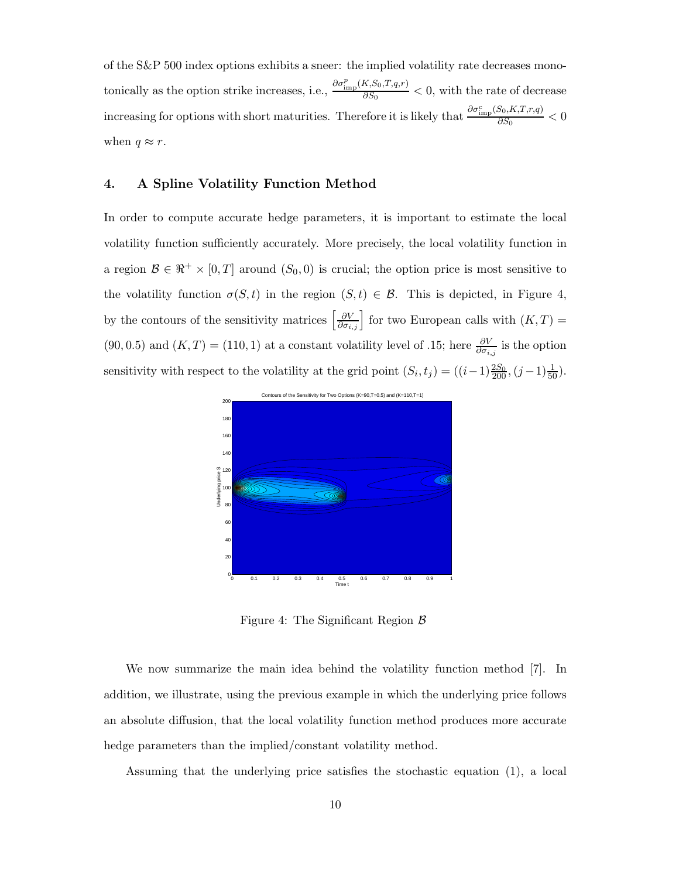of the S&P 500 index options exhibits a sneer: the implied volatility rate decreases monotonically as the option strike increases, i.e., $\frac{\partial \sigma^p_{\text{imp}}(K,S_0,T,q,r)}{\partial S_0} < 0$, with the rate of decrease increasing for options with short maturities. Therefore it is likely that $\frac{\partial \sigma^c_{\text{imp}}(S_0,K,T,r,q)}{\partial S_0} < 0$ when $q \approx r$.

## 4. A Spline Volatility Function Method

In order to compute accurate hedge parameters, it is important to estimate the local volatility function sufficiently accurately. More precisely, the local volatility function in a region $\mathcal{B} \in \Re^+ \times [0,T]$ around $(S_0, 0)$ is crucial; the option price is most sensitive to the volatility function $\sigma(S,t)$ in the region $(S,t) \in \mathcal{B}$. This is depicted, in Figure 4, by the contours of the sensitivity matrices $\left[\frac{\partial V}{\partial \sigma_{i,j}}\right]$ for two European calls with $(K,T) = (90, 0.5)$ and $(K,T) = (110, 1)$ at a constant volatility level of .15; here $\frac{\partial V}{\partial \sigma_{i,j}}$ is the option sensitivity with respect to the volatility at the grid point $(S_i, t_j) = ((i-1)\frac{2S_0}{200}, (j-1)\frac{1}{50})$.

Figure 4: The Significant Region $\mathcal{B}$

We now summarize the main idea behind the volatility function method [7]. In addition, we illustrate, using the previous example in which the underlying price follows an absolute diffusion, that the local volatility function method produces more accurate hedge parameters than the implied/constant volatility method.

Assuming that the underlying price satisfies the stochastic equation (1), a local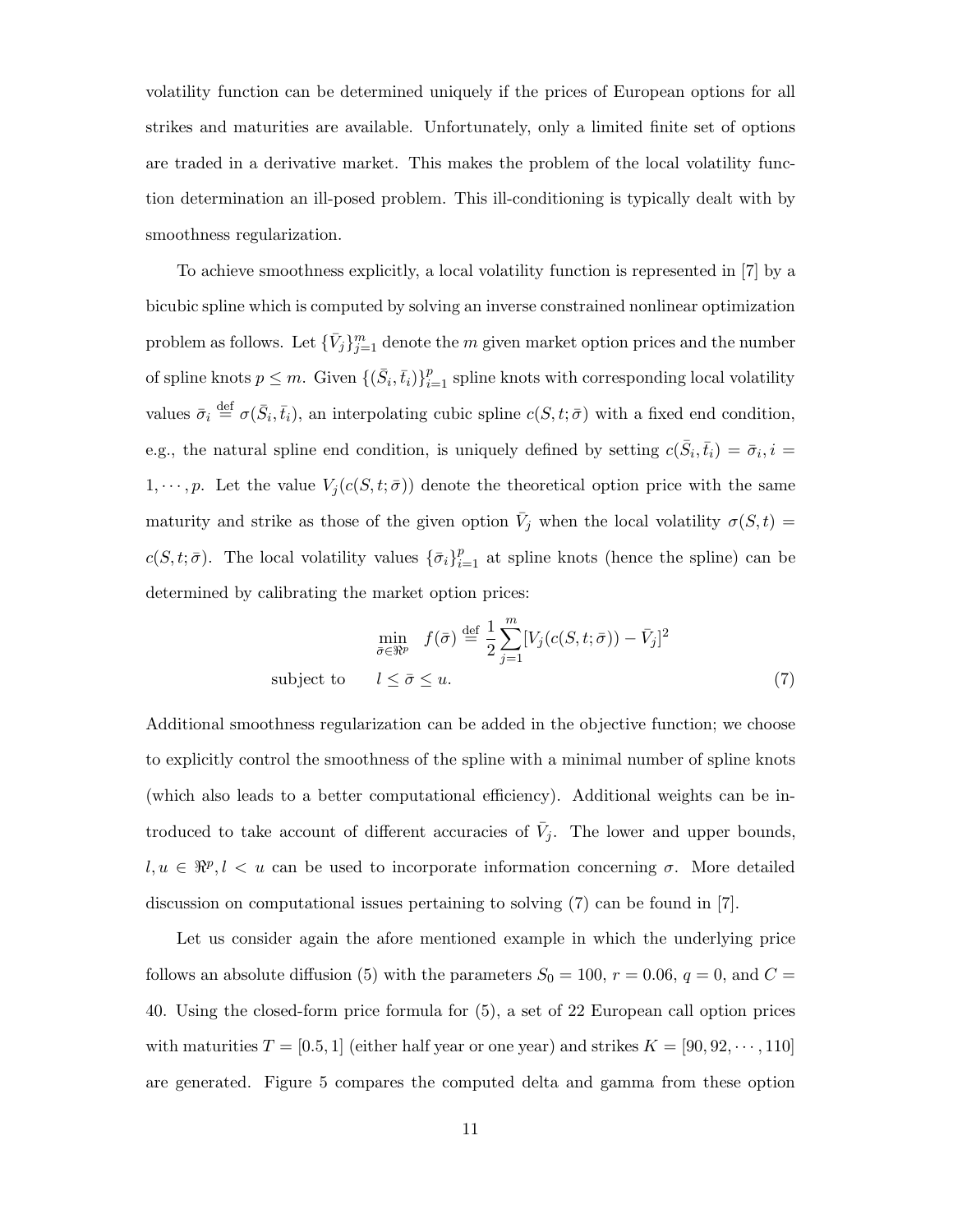volatility function can be determined uniquely if the prices of European options for all strikes and maturities are available. Unfortunately, only a limited finite set of options are traded in a derivative market. This makes the problem of the local volatility function determination an ill-posed problem. This ill-conditioning is typically dealt with by smoothness regularization.

To achieve smoothness explicitly, a local volatility function is represented in [7] by a bicubic spline which is computed by solving an inverse constrained nonlinear optimization problem as follows. Let $\{\bar{V}_j\}_{j=1}^m$ denote the $m$ given market option prices and the number of spline knots $p \leq m$. Given $\{(\bar{S}_i, \bar{t}_i)\}_{i=1}^p$ spline knots with corresponding local volatility values $\bar{\sigma}_i \stackrel{\text{def}}{=} \sigma(\bar{S}_i, \bar{t}_i)$, an interpolating cubic spline $c(S, t; \bar{\sigma})$ with a fixed end condition, e.g., the natural spline end condition, is uniquely defined by setting $c(\bar{S}_i, \bar{t}_i) = \bar{\sigma}_i, i = 1, \cdots, p$. Let the value $V_j(c(S, t; \bar{\sigma}))$ denote the theoretical option price with the same maturity and strike as those of the given option $\bar{V}_j$ when the local volatility $\sigma(S, t) = c(S, t; \bar{\sigma})$. The local volatility values $\{\bar{\sigma}_i\}_{i=1}^p$ at spline knots (hence the spline) can be determined by calibrating the market option prices:

$$
\begin{aligned}
\min_{\bar{\sigma} \in \Re^p} \quad & f(\bar{\sigma}) \stackrel{\text{def}}{=} \frac{1}{2} \sum_{j=1}^{m} [V_j(c(S, t; \bar{\sigma})) - \bar{V}_j]^2 \\
\text{subject to} \quad & l \leq \bar{\sigma} \leq u.
\end{aligned}
\tag{7}
$$

Additional smoothness regularization can be added in the objective function; we choose to explicitly control the smoothness of the spline with a minimal number of spline knots (which also leads to a better computational efficiency). Additional weights can be introduced to take account of different accuracies of $\bar{V}_j$. The lower and upper bounds, $l, u \in \Re^p, l < u$ can be used to incorporate information concerning $\sigma$. More detailed discussion on computational issues pertaining to solving (7) can be found in [7].

Let us consider again the afore mentioned example in which the underlying price follows an absolute diffusion (5) with the parameters $S_0 = 100$, $r = 0.06$, $q = 0$, and $C = 40$. Using the closed-form price formula for (5), a set of 22 European call option prices with maturities $T = [0.5, 1]$ (either half year or one year) and strikes $K = [90, 92, \cdots, 110]$ are generated. Figure 5 compares the computed delta and gamma from these option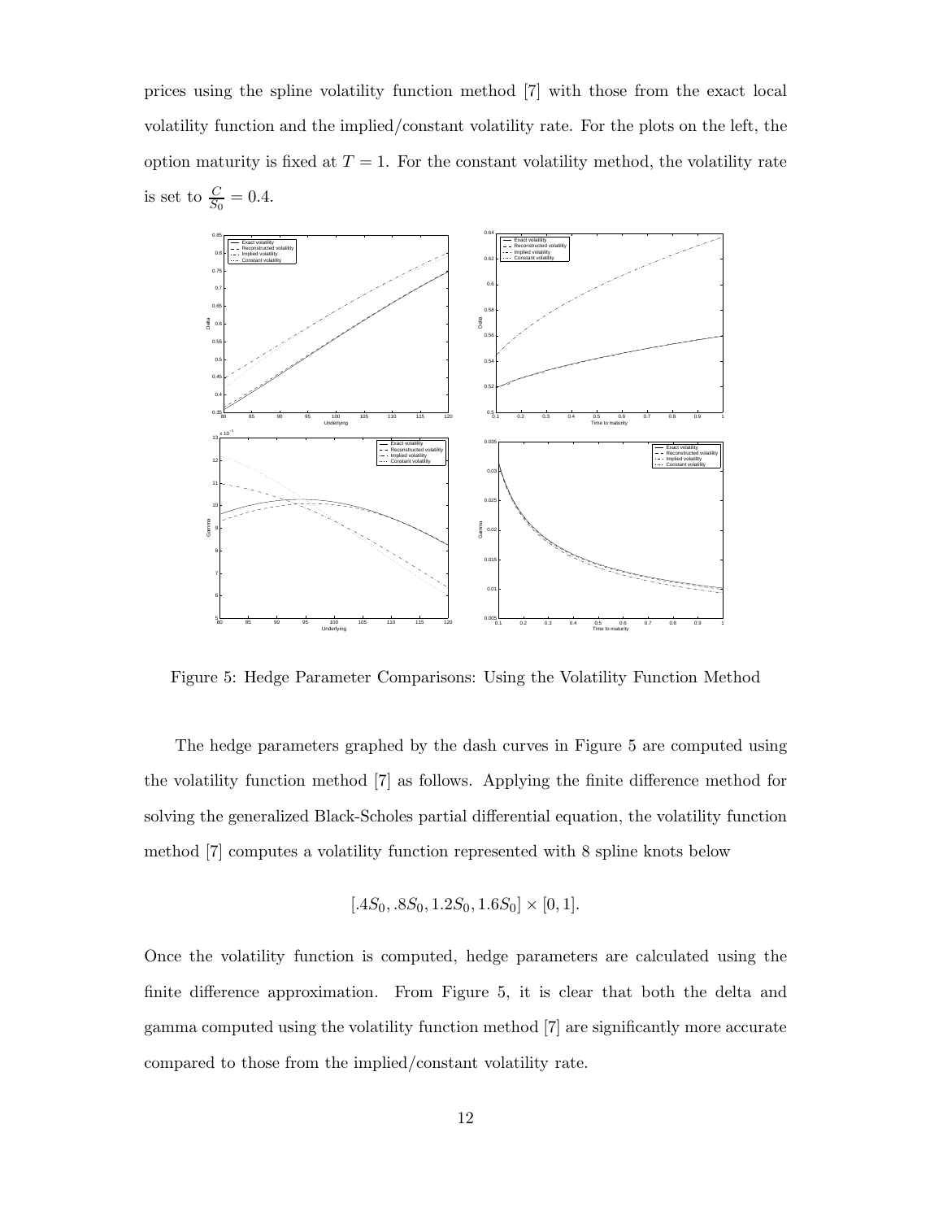prices using the spline volatility function method [7] with those from the exact local volatility function and the implied/constant volatility rate. For the plots on the left, the option maturity is fixed at $T = 1$. For the constant volatility method, the volatility rate is set to $\frac{C}{S_0} = 0.4$.

Figure 5: Hedge Parameter Comparisons: Using the Volatility Function Method

The hedge parameters graphed by the dash curves in Figure 5 are computed using the volatility function method [7] as follows. Applying the finite difference method for solving the generalized Black-Scholes partial differential equation, the volatility function method [7] computes a volatility function represented with 8 spline knots below

$$[.4S_0, .8S_0, 1.2S_0, 1.6S_0] \times [0, 1].$$

Once the volatility function is computed, hedge parameters are calculated using the finite difference approximation. From Figure 5, it is clear that both the delta and gamma computed using the volatility function method [7] are significantly more accurate compared to those from the implied/constant volatility rate.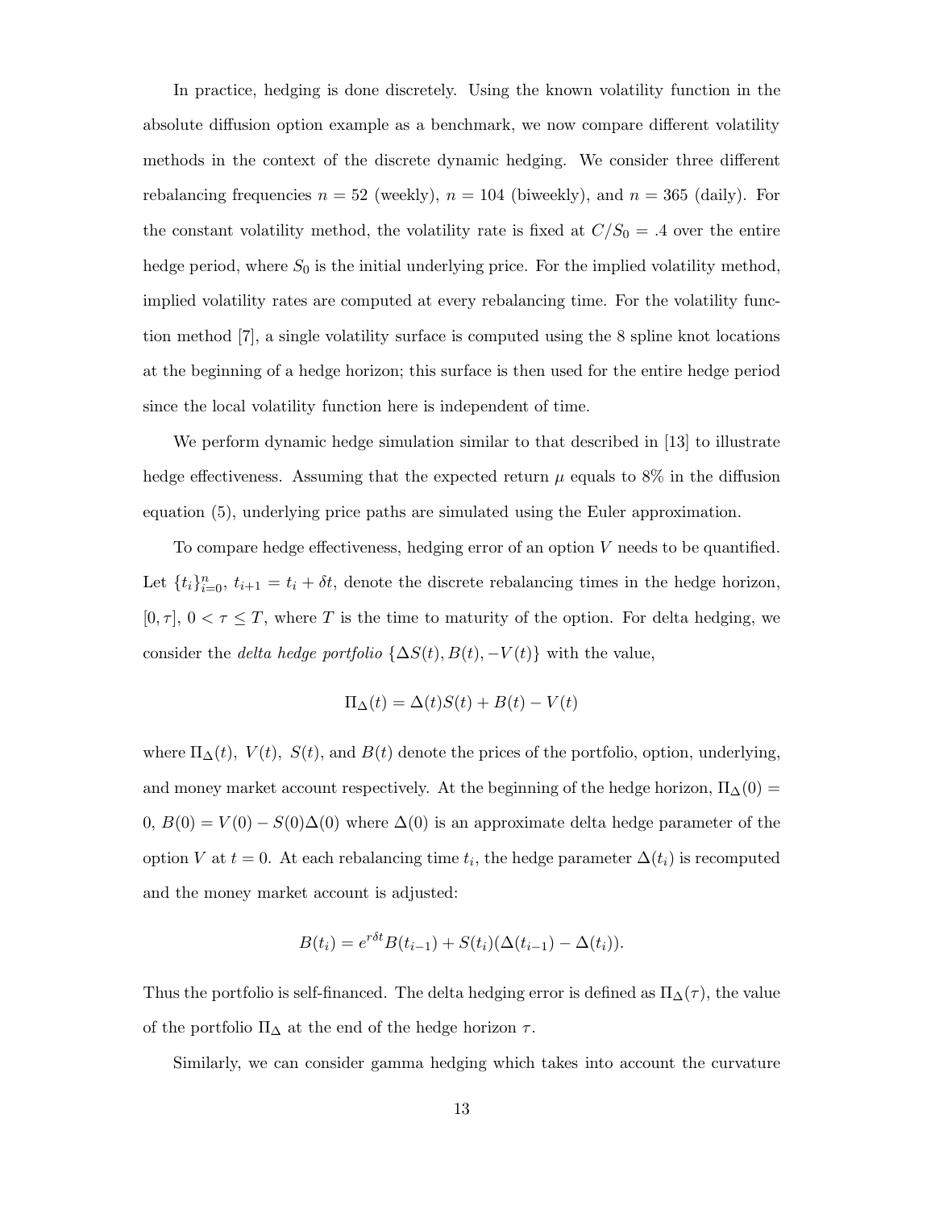In practice, hedging is done discretely. Using the known volatility function in the absolute diffusion option example as a benchmark, we now compare different volatility methods in the context of the discrete dynamic hedging. We consider three different rebalancing frequencies $n = 52$ (weekly), $n = 104$ (biweekly), and $n = 365$ (daily). For the constant volatility method, the volatility rate is fixed at $C/S_0 = .4$ over the entire hedge period, where $S_0$ is the initial underlying price. For the implied volatility method, implied volatility rates are computed at every rebalancing time. For the volatility function method [7], a single volatility surface is computed using the 8 spline knot locations at the beginning of a hedge horizon; this surface is then used for the entire hedge period since the local volatility function here is independent of time.

We perform dynamic hedge simulation similar to that described in [13] to illustrate hedge effectiveness. Assuming that the expected return $\mu$ equals to 8% in the diffusion equation (5), underlying price paths are simulated using the Euler approximation.

To compare hedge effectiveness, hedging error of an option $V$ needs to be quantified. Let $\{t_i\}_{i=0}^{n}$, $t_{i+1} = t_i + \delta t$, denote the discrete rebalancing times in the hedge horizon, $[0, \tau]$, $0 < \tau \leq T$, where $T$ is the time to maturity of the option. For delta hedging, we consider the *delta hedge portfolio* $\{\Delta S(t), B(t), -V(t)\}$ with the value,

$$\Pi_\Delta(t) = \Delta(t)S(t) + B(t) - V(t)$$

where $\Pi_\Delta(t)$, $V(t)$, $S(t)$, and $B(t)$ denote the prices of the portfolio, option, underlying, and money market account respectively. At the beginning of the hedge horizon, $\Pi_\Delta(0) = 0$, $B(0) = V(0) - S(0)\Delta(0)$ where $\Delta(0)$ is an approximate delta hedge parameter of the option $V$ at $t = 0$. At each rebalancing time $t_i$, the hedge parameter $\Delta(t_i)$ is recomputed and the money market account is adjusted:

$$B(t_i) = e^{r\delta t}B(t_{i-1}) + S(t_i)(\Delta(t_{i-1}) - \Delta(t_i)).$$

Thus the portfolio is self-financed. The delta hedging error is defined as $\Pi_\Delta(\tau)$, the value of the portfolio $\Pi_\Delta$ at the end of the hedge horizon $\tau$.

Similarly, we can consider gamma hedging which takes into account the curvature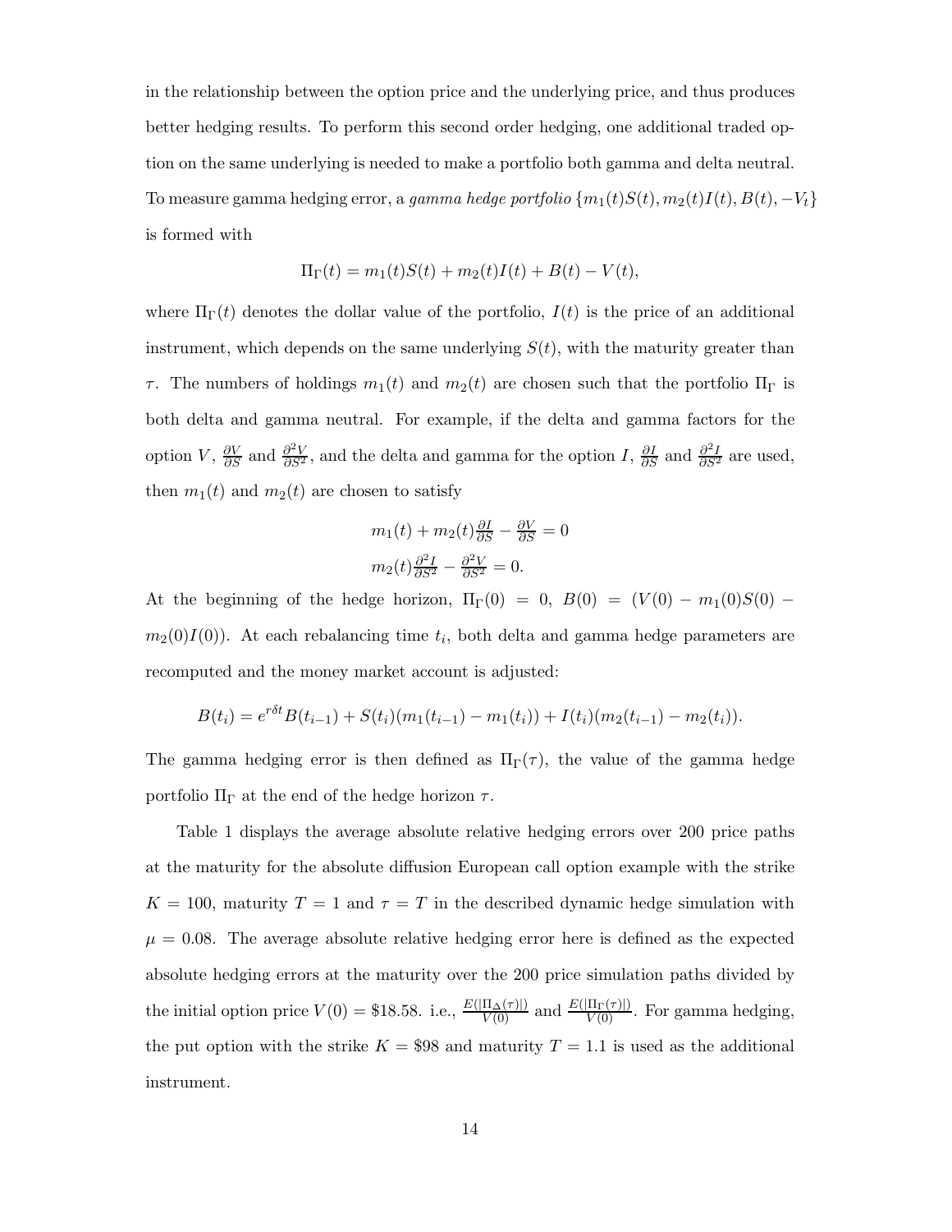in the relationship between the option price and the underlying price, and thus produces better hedging results. To perform this second order hedging, one additional traded option on the same underlying is needed to make a portfolio both gamma and delta neutral. To measure gamma hedging error, a *gamma hedge portfolio* $\{m_1(t)S(t), m_2(t)I(t), B(t), -V_t\}$ is formed with

$$\Pi_\Gamma(t) = m_1(t)S(t) + m_2(t)I(t) + B(t) - V(t),$$

where $\Pi_\Gamma(t)$ denotes the dollar value of the portfolio, $I(t)$ is the price of an additional instrument, which depends on the same underlying $S(t)$, with the maturity greater than $\tau$. The numbers of holdings $m_1(t)$ and $m_2(t)$ are chosen such that the portfolio $\Pi_\Gamma$ is both delta and gamma neutral. For example, if the delta and gamma factors for the option $V$, $\frac{\partial V}{\partial S}$ and $\frac{\partial^2 V}{\partial S^2}$, and the delta and gamma for the option $I$, $\frac{\partial I}{\partial S}$ and $\frac{\partial^2 I}{\partial S^2}$ are used, then $m_1(t)$ and $m_2(t)$ are chosen to satisfy

$$m_1(t) + m_2(t)\tfrac{\partial I}{\partial S} - \tfrac{\partial V}{\partial S} = 0$$

$$m_2(t)\tfrac{\partial^2 I}{\partial S^2} - \tfrac{\partial^2 V}{\partial S^2} = 0.$$

At the beginning of the hedge horizon, $\Pi_\Gamma(0) = 0$, $B(0) = (V(0) - m_1(0)S(0) - m_2(0)I(0))$. At each rebalancing time $t_i$, both delta and gamma hedge parameters are recomputed and the money market account is adjusted:

$$B(t_i) = e^{r\delta t}B(t_{i-1}) + S(t_i)(m_1(t_{i-1}) - m_1(t_i)) + I(t_i)(m_2(t_{i-1}) - m_2(t_i)).$$

The gamma hedging error is then defined as $\Pi_\Gamma(\tau)$, the value of the gamma hedge portfolio $\Pi_\Gamma$ at the end of the hedge horizon $\tau$.

Table 1 displays the average absolute relative hedging errors over 200 price paths at the maturity for the absolute diffusion European call option example with the strike $K = 100$, maturity $T = 1$ and $\tau = T$ in the described dynamic hedge simulation with $\mu = 0.08$. The average absolute relative hedging error here is defined as the expected absolute hedging errors at the maturity over the 200 price simulation paths divided by the initial option price $V(0) = \$18.58$. i.e., $\frac{E(|\Pi_\Delta(\tau)|)}{V(0)}$ and $\frac{E(|\Pi_\Gamma(\tau)|)}{V(0)}$. For gamma hedging, the put option with the strike $K = \$98$ and maturity $T = 1.1$ is used as the additional instrument.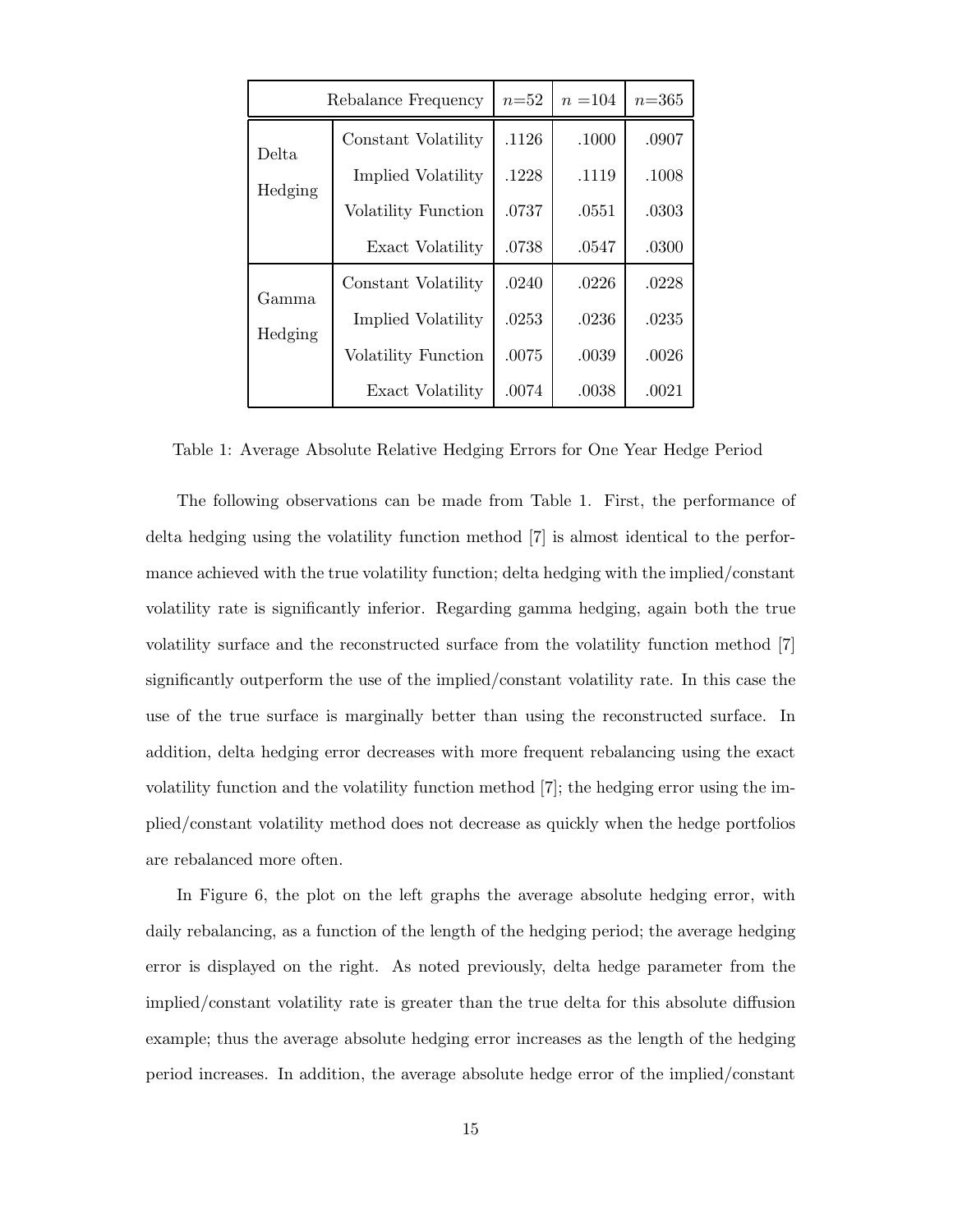| Rebalance Frequency | | $n$=52 | $n$ =104 | $n$=365 |
|---|---|---|---|---|
| Delta Hedging | Constant Volatility | .1126 | .1000 | .0907 |
| | Implied Volatility | .1228 | .1119 | .1008 |
| | Volatility Function | .0737 | .0551 | .0303 |
| | Exact Volatility | .0738 | .0547 | .0300 |
| Gamma Hedging | Constant Volatility | .0240 | .0226 | .0228 |
| | Implied Volatility | .0253 | .0236 | .0235 |
| | Volatility Function | .0075 | .0039 | .0026 |
| | Exact Volatility | .0074 | .0038 | .0021 |

Table 1: Average Absolute Relative Hedging Errors for One Year Hedge Period

The following observations can be made from Table 1. First, the performance of delta hedging using the volatility function method [7] is almost identical to the performance achieved with the true volatility function; delta hedging with the implied/constant volatility rate is significantly inferior. Regarding gamma hedging, again both the true volatility surface and the reconstructed surface from the volatility function method [7] significantly outperform the use of the implied/constant volatility rate. In this case the use of the true surface is marginally better than using the reconstructed surface. In addition, delta hedging error decreases with more frequent rebalancing using the exact volatility function and the volatility function method [7]; the hedging error using the implied/constant volatility method does not decrease as quickly when the hedge portfolios are rebalanced more often.

In Figure 6, the plot on the left graphs the average absolute hedging error, with daily rebalancing, as a function of the length of the hedging period; the average hedging error is displayed on the right. As noted previously, delta hedge parameter from the implied/constant volatility rate is greater than the true delta for this absolute diffusion example; thus the average absolute hedging error increases as the length of the hedging period increases. In addition, the average absolute hedge error of the implied/constant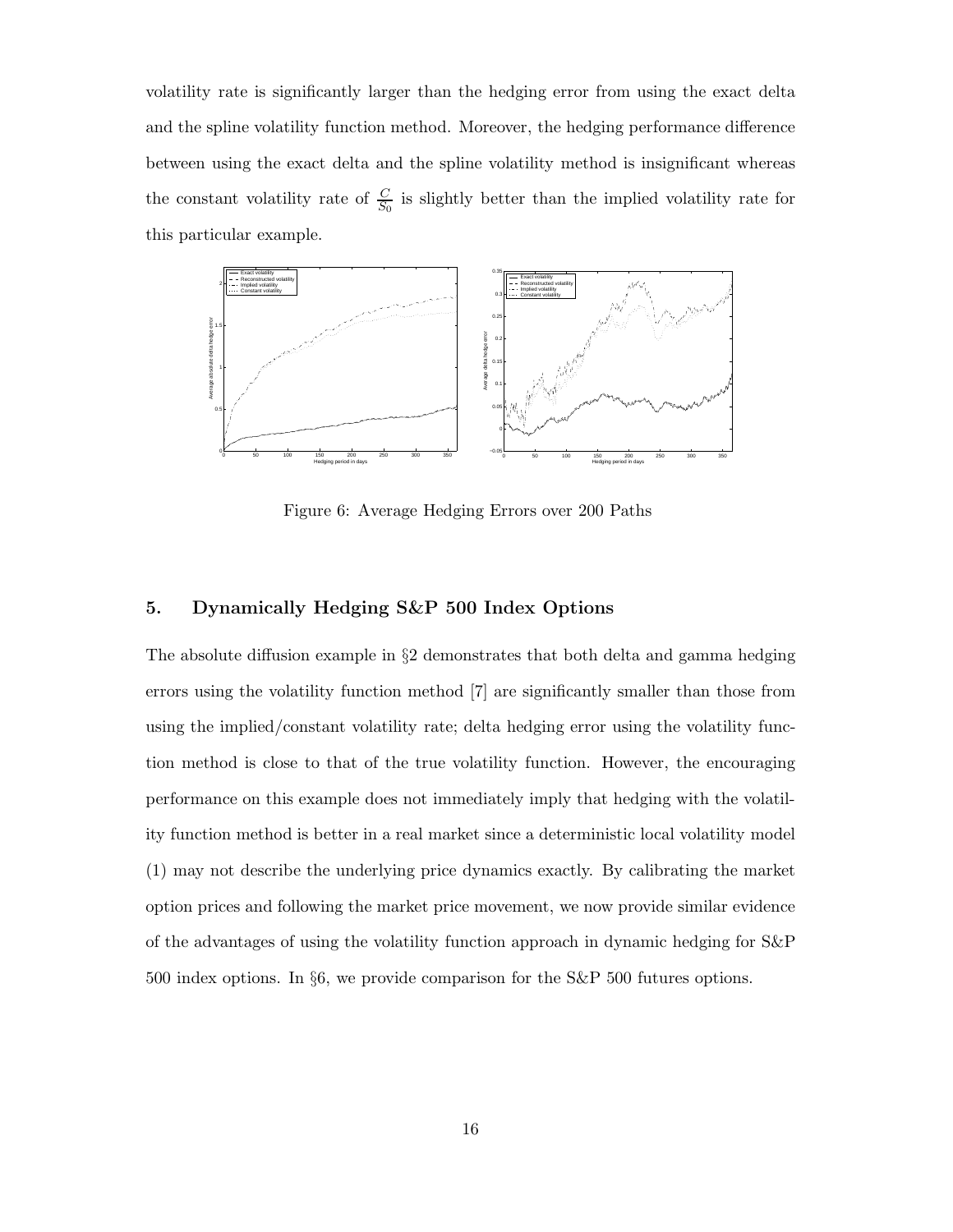volatility rate is significantly larger than the hedging error from using the exact delta and the spline volatility function method. Moreover, the hedging performance difference between using the exact delta and the spline volatility method is insignificant whereas the constant volatility rate of $\frac{C}{S_0}$ is slightly better than the implied volatility rate for this particular example.

Figure 6: Average Hedging Errors over 200 Paths

## 5. Dynamically Hedging S&P 500 Index Options

The absolute diffusion example in §2 demonstrates that both delta and gamma hedging errors using the volatility function method [7] are significantly smaller than those from using the implied/constant volatility rate; delta hedging error using the volatility function method is close to that of the true volatility function. However, the encouraging performance on this example does not immediately imply that hedging with the volatility function method is better in a real market since a deterministic local volatility model (1) may not describe the underlying price dynamics exactly. By calibrating the market option prices and following the market price movement, we now provide similar evidence of the advantages of using the volatility function approach in dynamic hedging for S&P 500 index options. In §6, we provide comparison for the S&P 500 futures options.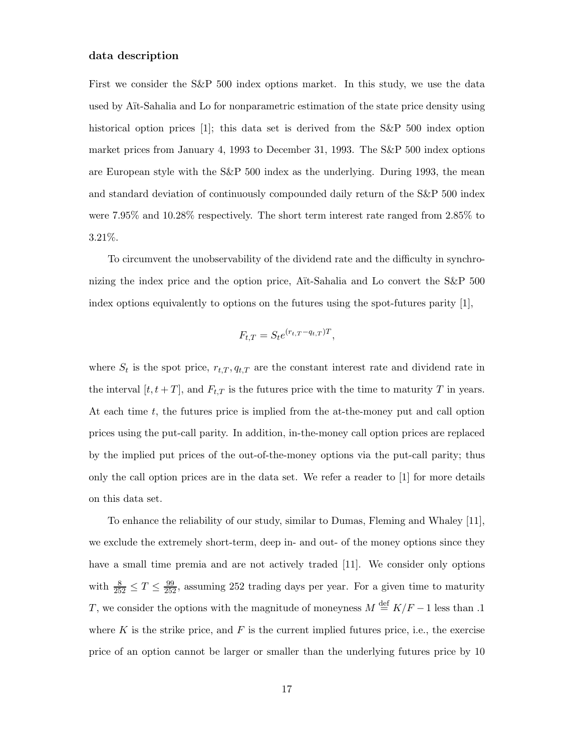**data description**

First we consider the S&P 500 index options market. In this study, we use the data used by Aït-Sahalia and Lo for nonparametric estimation of the state price density using historical option prices [1]; this data set is derived from the S&P 500 index option market prices from January 4, 1993 to December 31, 1993. The S&P 500 index options are European style with the S&P 500 index as the underlying. During 1993, the mean and standard deviation of continuously compounded daily return of the S&P 500 index were 7.95% and 10.28% respectively. The short term interest rate ranged from 2.85% to 3.21%.

To circumvent the unobservability of the dividend rate and the difficulty in synchronizing the index price and the option price, Aït-Sahalia and Lo convert the S&P 500 index options equivalently to options on the futures using the spot-futures parity [1],

$$F_{t,T} = S_t e^{(r_{t,T} - q_{t,T})T},$$

where $S_t$ is the spot price, $r_{t,T}, q_{t,T}$ are the constant interest rate and dividend rate in the interval $[t, t+T]$, and $F_{t,T}$ is the futures price with the time to maturity $T$ in years. At each time $t$, the futures price is implied from the at-the-money put and call option prices using the put-call parity. In addition, in-the-money call option prices are replaced by the implied put prices of the out-of-the-money options via the put-call parity; thus only the call option prices are in the data set. We refer a reader to [1] for more details on this data set.

To enhance the reliability of our study, similar to Dumas, Fleming and Whaley [11], we exclude the extremely short-term, deep in- and out- of the money options since they have a small time premia and are not actively traded [11]. We consider only options with $\frac{8}{252} \leq T \leq \frac{99}{252}$, assuming 252 trading days per year. For a given time to maturity $T$, we consider the options with the magnitude of moneyness $M \stackrel{\text{def}}{=} K/F - 1$ less than .1 where $K$ is the strike price, and $F$ is the current implied futures price, i.e., the exercise price of an option cannot be larger or smaller than the underlying futures price by 10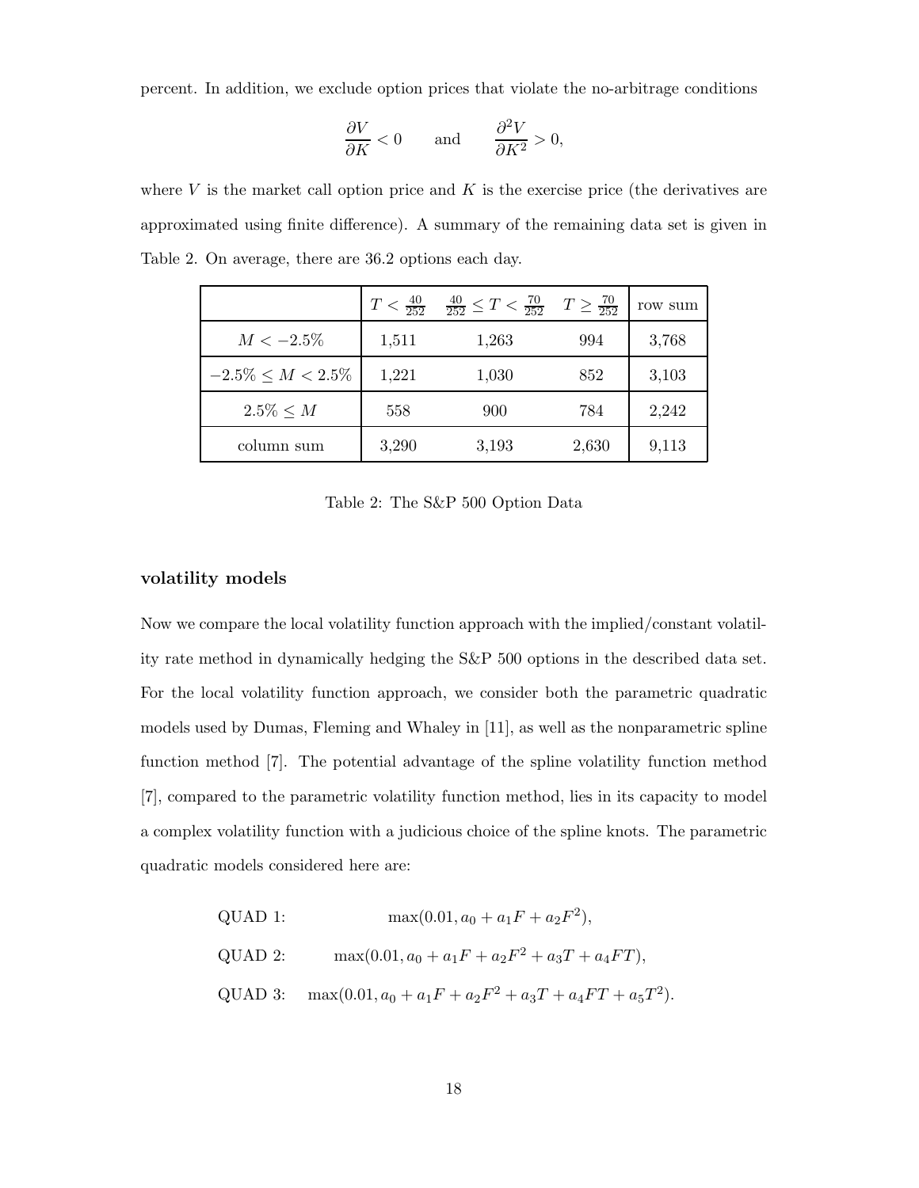percent. In addition, we exclude option prices that violate the no-arbitrage conditions

$$\frac{\partial V}{\partial K} < 0 \qquad \text{and} \qquad \frac{\partial^2 V}{\partial K^2} > 0,$$

where $V$ is the market call option price and $K$ is the exercise price (the derivatives are approximated using finite difference). A summary of the remaining data set is given in Table 2. On average, there are 36.2 options each day.

| | $T < \frac{40}{252}$ | $\frac{40}{252} \leq T < \frac{70}{252}$ | $T \geq \frac{70}{252}$ | row sum |
|---|---|---|---|---|
| $M < -2.5\%$ | 1,511 | 1,263 | 994 | 3,768 |
| $-2.5\% \leq M < 2.5\%$ | 1,221 | 1,030 | 852 | 3,103 |
| $2.5\% \leq M$ | 558 | 900 | 784 | 2,242 |
| column sum | 3,290 | 3,193 | 2,630 | 9,113 |

Table 2: The S&P 500 Option Data

**volatility models**

Now we compare the local volatility function approach with the implied/constant volatility rate method in dynamically hedging the S&P 500 options in the described data set. For the local volatility function approach, we consider both the parametric quadratic models used by Dumas, Fleming and Whaley in [11], as well as the nonparametric spline function method [7]. The potential advantage of the spline volatility function method [7], compared to the parametric volatility function method, lies in its capacity to model a complex volatility function with a judicious choice of the spline knots. The parametric quadratic models considered here are:

$$\begin{aligned}
&\text{QUAD 1:} \qquad && \max(0.01, a_0 + a_1 F + a_2 F^2), \\
&\text{QUAD 2:} \qquad && \max(0.01, a_0 + a_1 F + a_2 F^2 + a_3 T + a_4 FT), \\
&\text{QUAD 3:} \qquad && \max(0.01, a_0 + a_1 F + a_2 F^2 + a_3 T + a_4 FT + a_5 T^2).
\end{aligned}$$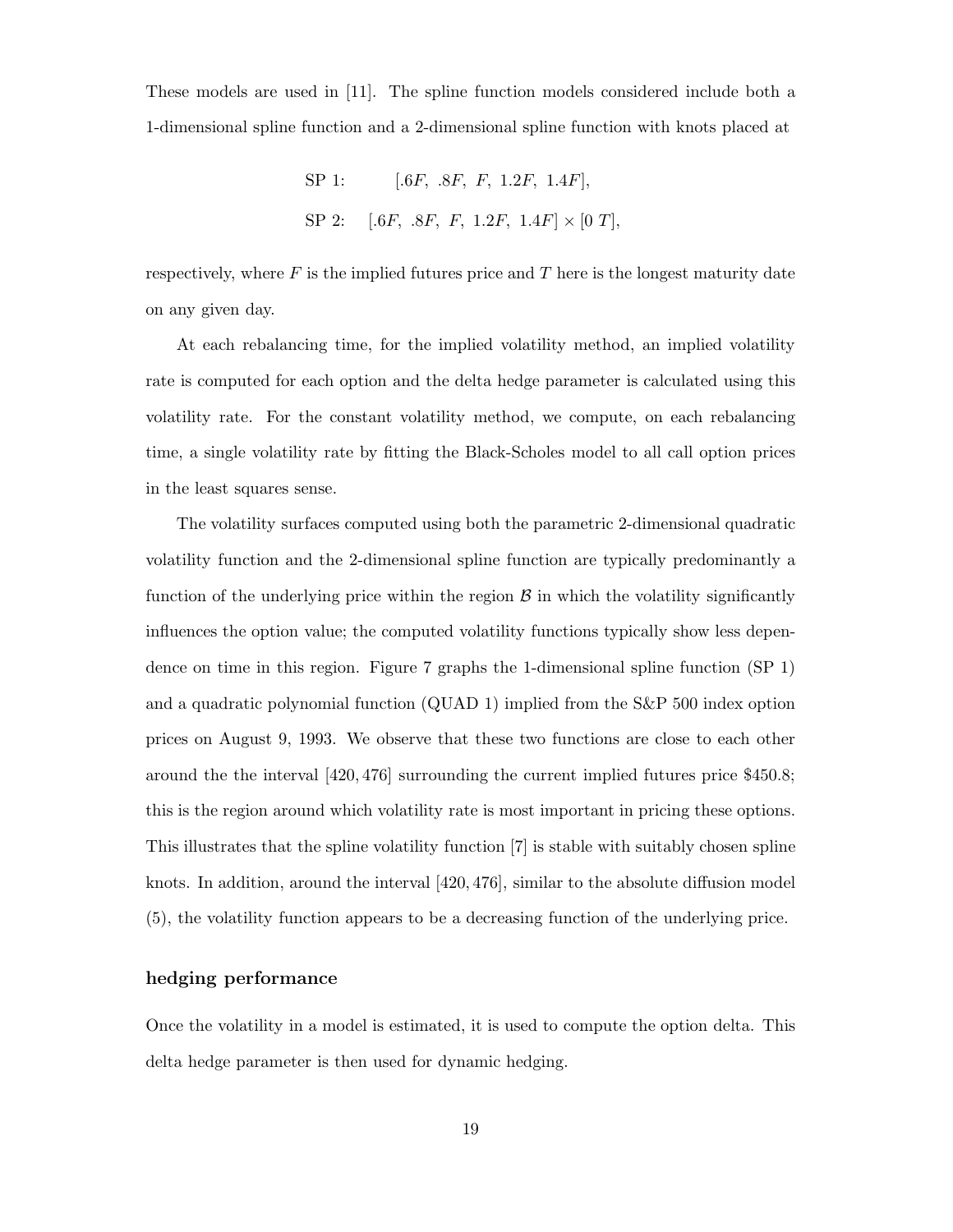These models are used in [11]. The spline function models considered include both a 1-dimensional spline function and a 2-dimensional spline function with knots placed at

$$\text{SP 1:} \qquad [.6F,\ .8F,\ F,\ 1.2F,\ 1.4F],$$

$$\text{SP 2:} \quad [.6F,\ .8F,\ F,\ 1.2F,\ 1.4F] \times [0\ T],$$

respectively, where $F$ is the implied futures price and $T$ here is the longest maturity date on any given day.

At each rebalancing time, for the implied volatility method, an implied volatility rate is computed for each option and the delta hedge parameter is calculated using this volatility rate. For the constant volatility method, we compute, on each rebalancing time, a single volatility rate by fitting the Black-Scholes model to all call option prices in the least squares sense.

The volatility surfaces computed using both the parametric 2-dimensional quadratic volatility function and the 2-dimensional spline function are typically predominantly a function of the underlying price within the region $\mathcal{B}$ in which the volatility significantly influences the option value; the computed volatility functions typically show less dependence on time in this region. Figure 7 graphs the 1-dimensional spline function (SP 1) and a quadratic polynomial function (QUAD 1) implied from the S&P 500 index option prices on August 9, 1993. We observe that these two functions are close to each other around the the interval $[420, 476]$ surrounding the current implied futures price \$450.8; this is the region around which volatility rate is most important in pricing these options. This illustrates that the spline volatility function [7] is stable with suitably chosen spline knots. In addition, around the interval $[420, 476]$, similar to the absolute diffusion model (5), the volatility function appears to be a decreasing function of the underlying price.

### hedging performance

Once the volatility in a model is estimated, it is used to compute the option delta. This delta hedge parameter is then used for dynamic hedging.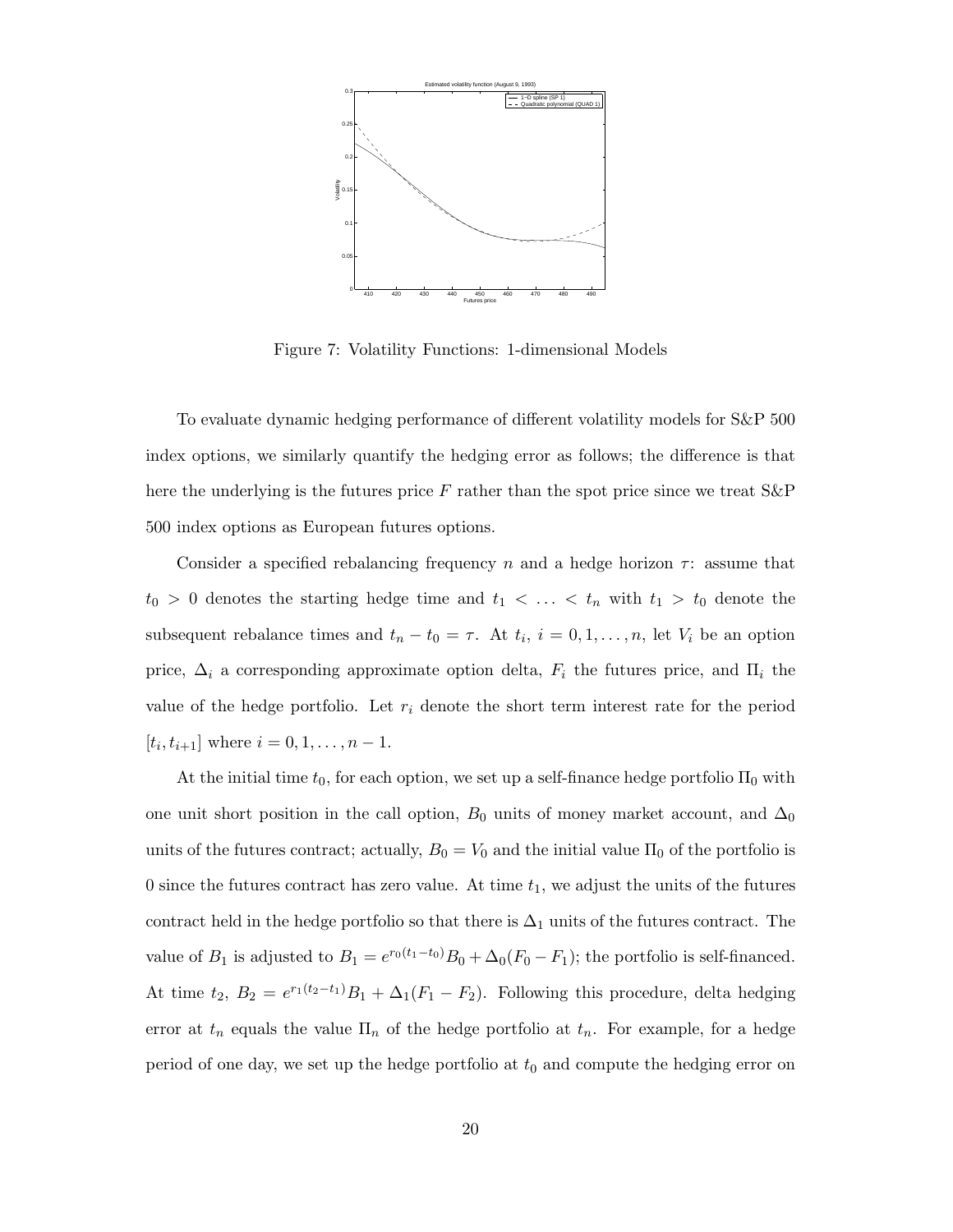Figure 7: Volatility Functions: 1-dimensional Models

To evaluate dynamic hedging performance of different volatility models for S&P 500 index options, we similarly quantify the hedging error as follows; the difference is that here the underlying is the futures price $F$ rather than the spot price since we treat S&P 500 index options as European futures options.

Consider a specified rebalancing frequency $n$ and a hedge horizon $\tau$: assume that $t_0 > 0$ denotes the starting hedge time and $t_1 < \ldots < t_n$ with $t_1 > t_0$ denote the subsequent rebalance times and $t_n - t_0 = \tau$. At $t_i$, $i = 0, 1, \ldots, n$, let $V_i$ be an option price, $\Delta_i$ a corresponding approximate option delta, $F_i$ the futures price, and $\Pi_i$ the value of the hedge portfolio. Let $r_i$ denote the short term interest rate for the period $[t_i, t_{i+1}]$ where $i = 0, 1, \ldots, n-1$.

At the initial time $t_0$, for each option, we set up a self-finance hedge portfolio $\Pi_0$ with one unit short position in the call option, $B_0$ units of money market account, and $\Delta_0$ units of the futures contract; actually, $B_0 = V_0$ and the initial value $\Pi_0$ of the portfolio is 0 since the futures contract has zero value. At time $t_1$, we adjust the units of the futures contract held in the hedge portfolio so that there is $\Delta_1$ units of the futures contract. The value of $B_1$ is adjusted to $B_1 = e^{r_0(t_1 - t_0)} B_0 + \Delta_0(F_0 - F_1)$; the portfolio is self-financed. At time $t_2$, $B_2 = e^{r_1(t_2 - t_1)} B_1 + \Delta_1(F_1 - F_2)$. Following this procedure, delta hedging error at $t_n$ equals the value $\Pi_n$ of the hedge portfolio at $t_n$. For example, for a hedge period of one day, we set up the hedge portfolio at $t_0$ and compute the hedging error on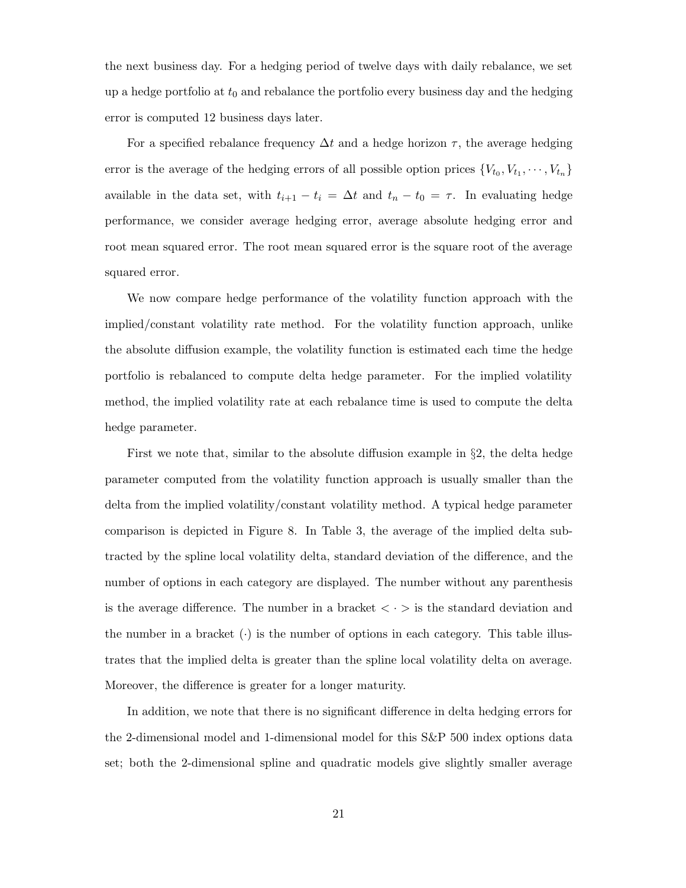the next business day. For a hedging period of twelve days with daily rebalance, we set up a hedge portfolio at $t_0$ and rebalance the portfolio every business day and the hedging error is computed 12 business days later.

For a specified rebalance frequency $\Delta t$ and a hedge horizon $\tau$, the average hedging error is the average of the hedging errors of all possible option prices $\{V_{t_0}, V_{t_1}, \cdots, V_{t_n}\}$ available in the data set, with $t_{i+1} - t_i = \Delta t$ and $t_n - t_0 = \tau$. In evaluating hedge performance, we consider average hedging error, average absolute hedging error and root mean squared error. The root mean squared error is the square root of the average squared error.

We now compare hedge performance of the volatility function approach with the implied/constant volatility rate method. For the volatility function approach, unlike the absolute diffusion example, the volatility function is estimated each time the hedge portfolio is rebalanced to compute delta hedge parameter. For the implied volatility method, the implied volatility rate at each rebalance time is used to compute the delta hedge parameter.

First we note that, similar to the absolute diffusion example in §2, the delta hedge parameter computed from the volatility function approach is usually smaller than the delta from the implied volatility/constant volatility method. A typical hedge parameter comparison is depicted in Figure 8. In Table 3, the average of the implied delta subtracted by the spline local volatility delta, standard deviation of the difference, and the number of options in each category are displayed. The number without any parenthesis is the average difference. The number in a bracket $< \cdot >$ is the standard deviation and the number in a bracket $(\cdot)$ is the number of options in each category. This table illustrates that the implied delta is greater than the spline local volatility delta on average. Moreover, the difference is greater for a longer maturity.

In addition, we note that there is no significant difference in delta hedging errors for the 2-dimensional model and 1-dimensional model for this S&P 500 index options data set; both the 2-dimensional spline and quadratic models give slightly smaller average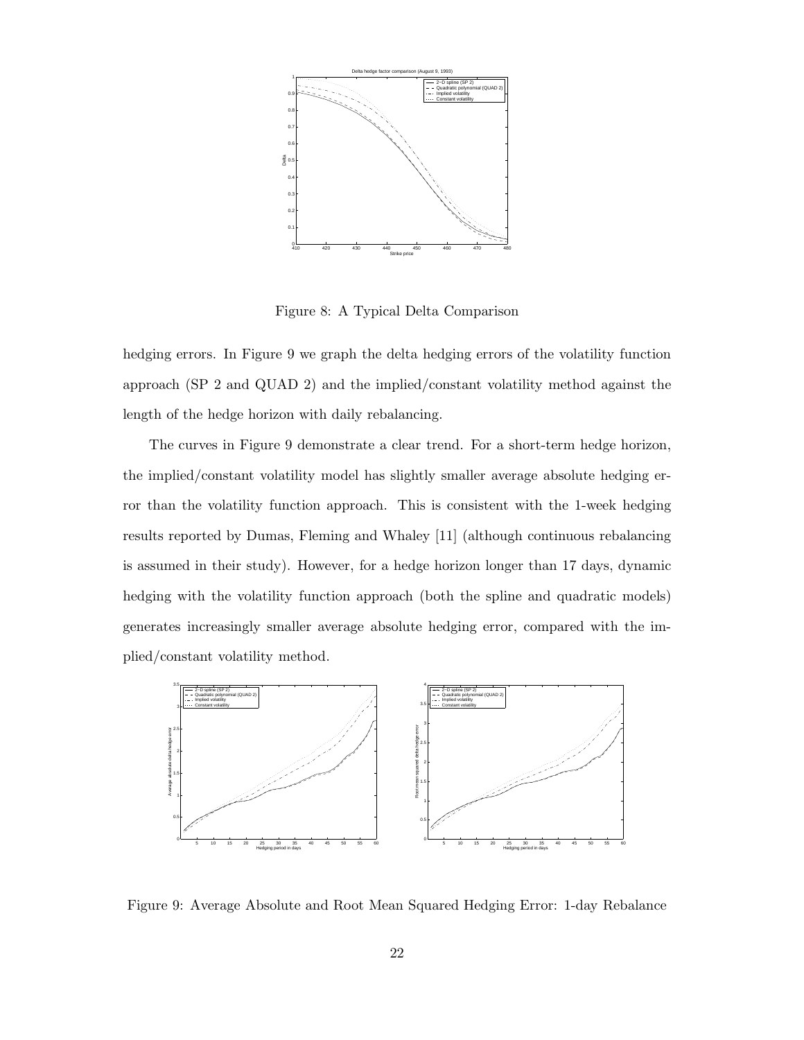Figure 8: A Typical Delta Comparison

hedging errors. In Figure 9 we graph the delta hedging errors of the volatility function approach (SP 2 and QUAD 2) and the implied/constant volatility method against the length of the hedge horizon with daily rebalancing.

The curves in Figure 9 demonstrate a clear trend. For a short-term hedge horizon, the implied/constant volatility model has slightly smaller average absolute hedging error than the volatility function approach. This is consistent with the 1-week hedging results reported by Dumas, Fleming and Whaley [11] (although continuous rebalancing is assumed in their study). However, for a hedge horizon longer than 17 days, dynamic hedging with the volatility function approach (both the spline and quadratic models) generates increasingly smaller average absolute hedging error, compared with the implied/constant volatility method.

Figure 9: Average Absolute and Root Mean Squared Hedging Error: 1-day Rebalance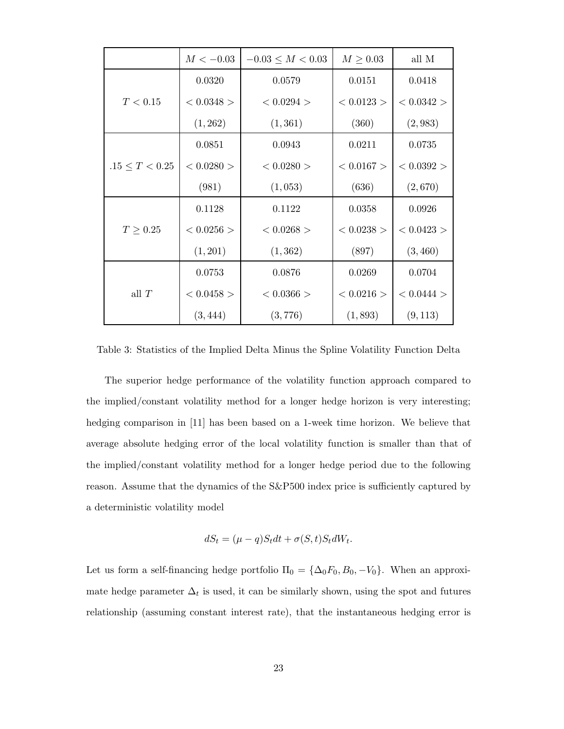|  | $M < -0.03$ | $-0.03 \leq M < 0.03$ | $M \geq 0.03$ | all M |
|---|---|---|---|---|
| $T < 0.15$ | 0.0320 | 0.0579 | 0.0151 | 0.0418 |
|  | $< 0.0348 >$ | $< 0.0294 >$ | $< 0.0123 >$ | $< 0.0342 >$ |
|  | (1,262) | (1,361) | (360) | (2,983) |
| $.15 \leq T < 0.25$ | 0.0851 | 0.0943 | 0.0211 | 0.0735 |
|  | $< 0.0280 >$ | $< 0.0280 >$ | $< 0.0167 >$ | $< 0.0392 >$ |
|  | (981) | (1,053) | (636) | (2,670) |
| $T \geq 0.25$ | 0.1128 | 0.1122 | 0.0358 | 0.0926 |
|  | $< 0.0256 >$ | $< 0.0268 >$ | $< 0.0238 >$ | $< 0.0423 >$ |
|  | (1,201) | (1,362) | (897) | (3,460) |
| all $T$ | 0.0753 | 0.0876 | 0.0269 | 0.0704 |
|  | $< 0.0458 >$ | $< 0.0366 >$ | $< 0.0216 >$ | $< 0.0444 >$ |
|  | (3,444) | (3,776) | (1,893) | (9,113) |

Table 3: Statistics of the Implied Delta Minus the Spline Volatility Function Delta

The superior hedge performance of the volatility function approach compared to the implied/constant volatility method for a longer hedge horizon is very interesting; hedging comparison in [11] has been based on a 1-week time horizon. We believe that average absolute hedging error of the local volatility function is smaller than that of the implied/constant volatility method for a longer hedge period due to the following reason. Assume that the dynamics of the S&P500 index price is sufficiently captured by a deterministic volatility model

$$dS_t = (\mu - q)S_t dt + \sigma(S, t)S_t dW_t.$$

Let us form a self-financing hedge portfolio $\Pi_0 = \{\Delta_0 F_0, B_0, -V_0\}$. When an approximate hedge parameter $\Delta_t$ is used, it can be similarly shown, using the spot and futures relationship (assuming constant interest rate), that the instantaneous hedging error is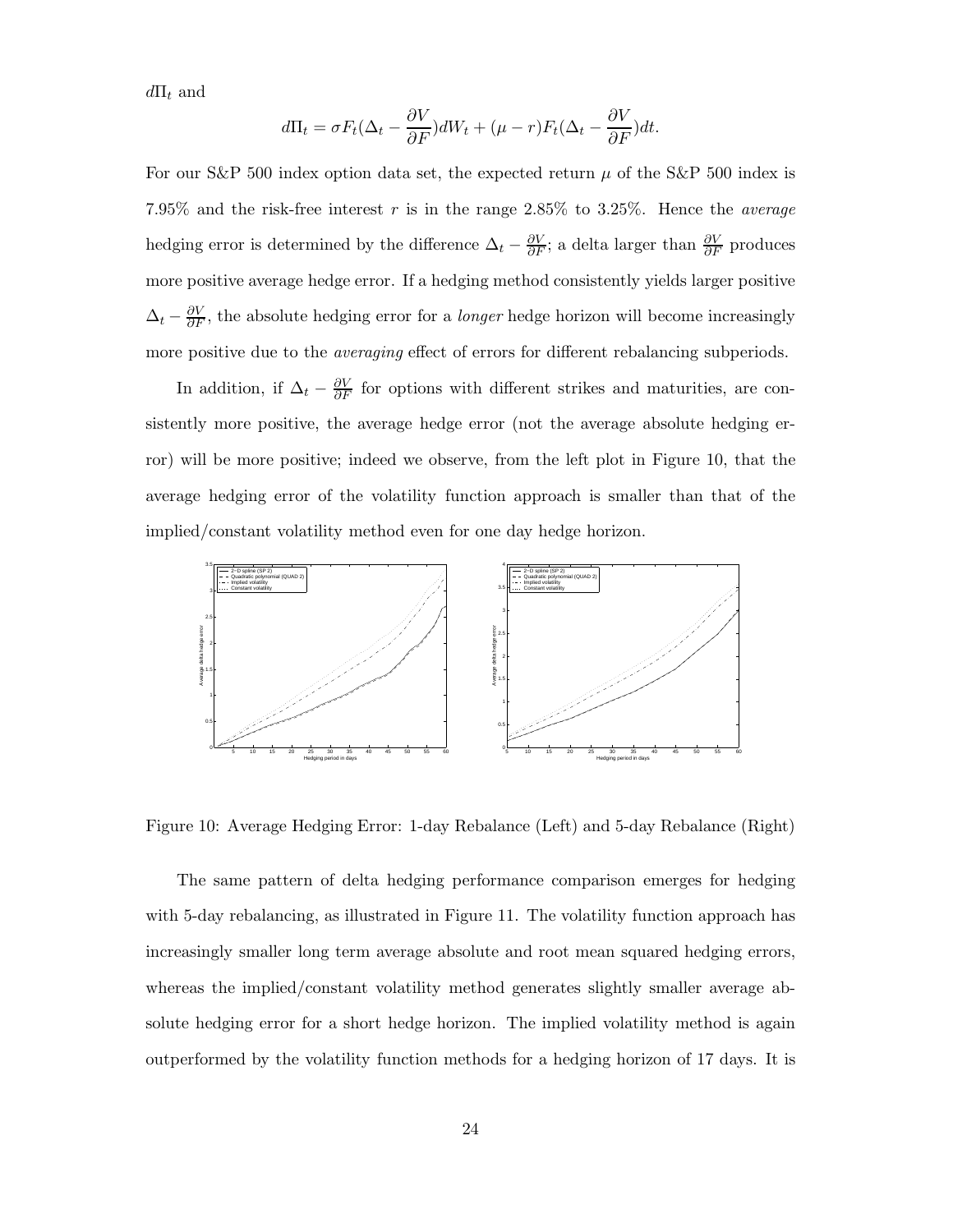$d\Pi_t$ and

$$d\Pi_t = \sigma F_t(\Delta_t - \frac{\partial V}{\partial F})dW_t + (\mu - r)F_t(\Delta_t - \frac{\partial V}{\partial F})dt.$$

For our S&P 500 index option data set, the expected return $\mu$ of the S&P 500 index is 7.95% and the risk-free interest $r$ is in the range 2.85% to 3.25%. Hence the *average* hedging error is determined by the difference $\Delta_t - \frac{\partial V}{\partial F}$; a delta larger than $\frac{\partial V}{\partial F}$ produces more positive average hedge error. If a hedging method consistently yields larger positive $\Delta_t - \frac{\partial V}{\partial F}$, the absolute hedging error for a *longer* hedge horizon will become increasingly more positive due to the *averaging* effect of errors for different rebalancing subperiods.

In addition, if $\Delta_t - \frac{\partial V}{\partial F}$ for options with different strikes and maturities, are consistently more positive, the average hedge error (not the average absolute hedging error) will be more positive; indeed we observe, from the left plot in Figure 10, that the average hedging error of the volatility function approach is smaller than that of the implied/constant volatility method even for one day hedge horizon.

Figure 10: Average Hedging Error: 1-day Rebalance (Left) and 5-day Rebalance (Right)

The same pattern of delta hedging performance comparison emerges for hedging with 5-day rebalancing, as illustrated in Figure 11. The volatility function approach has increasingly smaller long term average absolute and root mean squared hedging errors, whereas the implied/constant volatility method generates slightly smaller average absolute hedging error for a short hedge horizon. The implied volatility method is again outperformed by the volatility function methods for a hedging horizon of 17 days. It is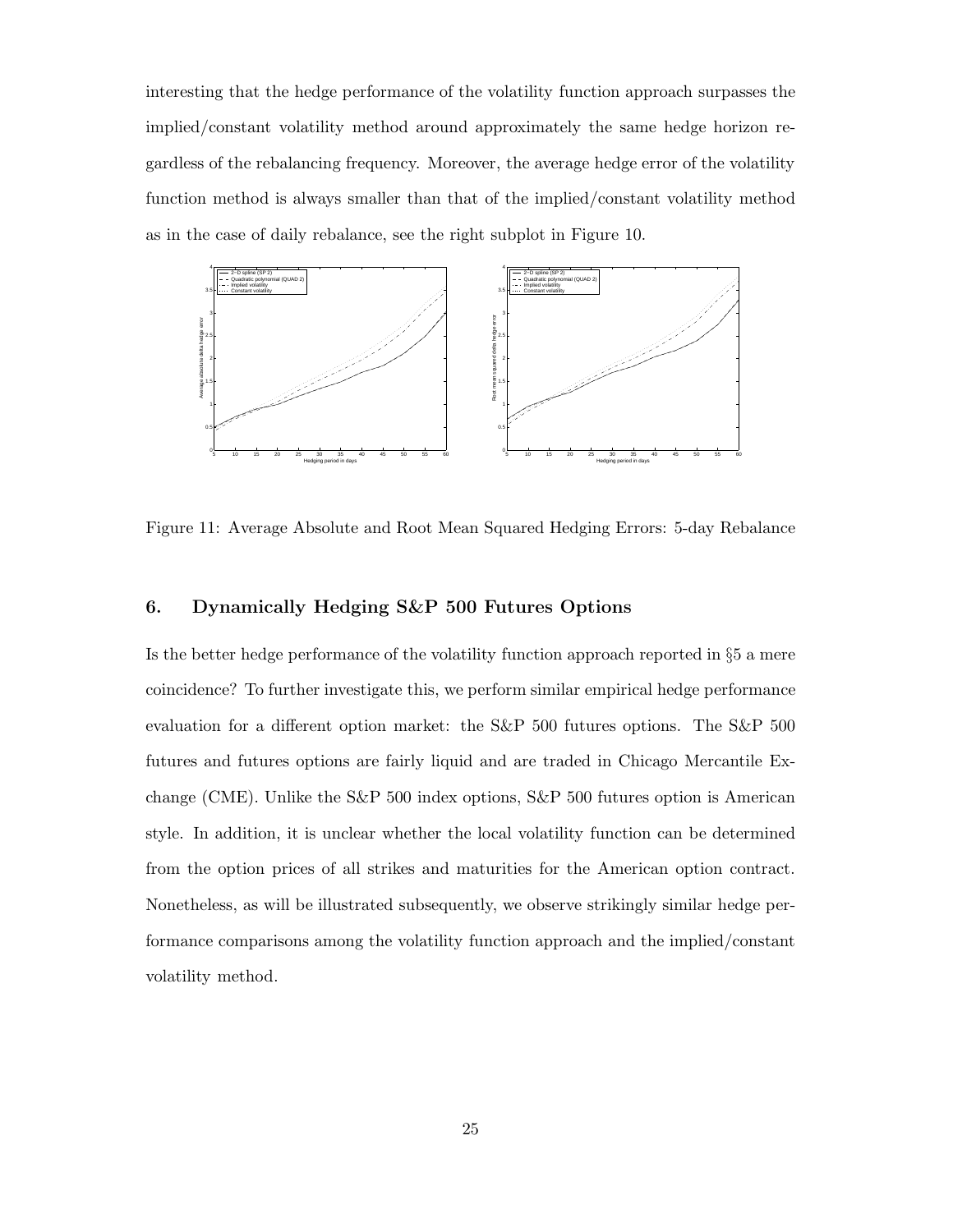interesting that the hedge performance of the volatility function approach surpasses the implied/constant volatility method around approximately the same hedge horizon regardless of the rebalancing frequency. Moreover, the average hedge error of the volatility function method is always smaller than that of the implied/constant volatility method as in the case of daily rebalance, see the right subplot in Figure 10.

Figure 11: Average Absolute and Root Mean Squared Hedging Errors: 5-day Rebalance

## 6. Dynamically Hedging S&P 500 Futures Options

Is the better hedge performance of the volatility function approach reported in §5 a mere coincidence? To further investigate this, we perform similar empirical hedge performance evaluation for a different option market: the S&P 500 futures options. The S&P 500 futures and futures options are fairly liquid and are traded in Chicago Mercantile Exchange (CME). Unlike the S&P 500 index options, S&P 500 futures option is American style. In addition, it is unclear whether the local volatility function can be determined from the option prices of all strikes and maturities for the American option contract. Nonetheless, as will be illustrated subsequently, we observe strikingly similar hedge performance comparisons among the volatility function approach and the implied/constant volatility method.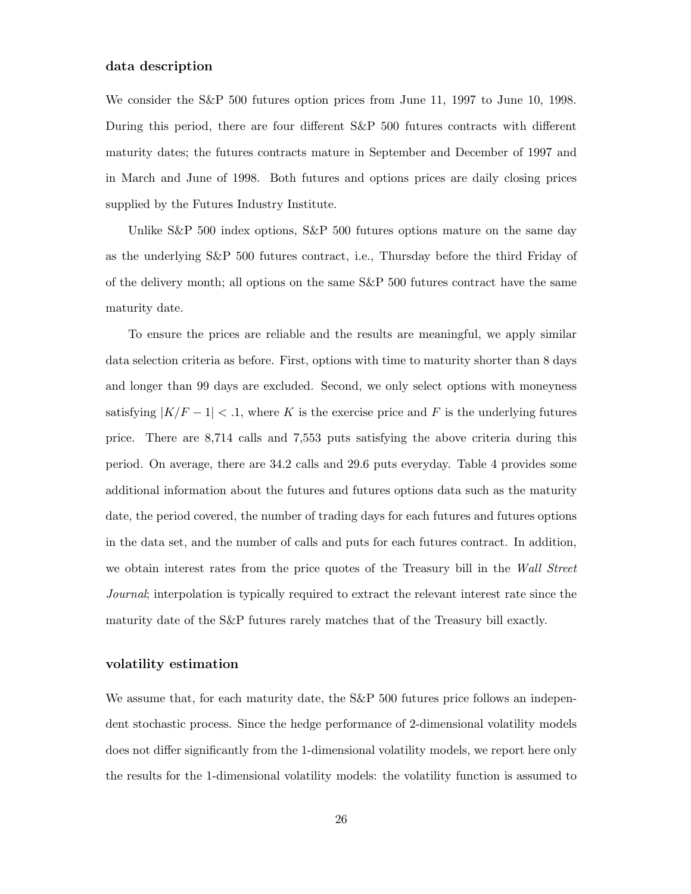### data description

We consider the S&P 500 futures option prices from June 11, 1997 to June 10, 1998. During this period, there are four different S&P 500 futures contracts with different maturity dates; the futures contracts mature in September and December of 1997 and in March and June of 1998. Both futures and options prices are daily closing prices supplied by the Futures Industry Institute.

Unlike S&P 500 index options, S&P 500 futures options mature on the same day as the underlying S&P 500 futures contract, i.e., Thursday before the third Friday of of the delivery month; all options on the same S&P 500 futures contract have the same maturity date.

To ensure the prices are reliable and the results are meaningful, we apply similar data selection criteria as before. First, options with time to maturity shorter than 8 days and longer than 99 days are excluded. Second, we only select options with moneyness satisfying $|K/F - 1| < .1$, where $K$ is the exercise price and $F$ is the underlying futures price. There are 8,714 calls and 7,553 puts satisfying the above criteria during this period. On average, there are 34.2 calls and 29.6 puts everyday. Table 4 provides some additional information about the futures and futures options data such as the maturity date, the period covered, the number of trading days for each futures and futures options in the data set, and the number of calls and puts for each futures contract. In addition, we obtain interest rates from the price quotes of the Treasury bill in the *Wall Street Journal*; interpolation is typically required to extract the relevant interest rate since the maturity date of the S&P futures rarely matches that of the Treasury bill exactly.

### volatility estimation

We assume that, for each maturity date, the S&P 500 futures price follows an independent stochastic process. Since the hedge performance of 2-dimensional volatility models does not differ significantly from the 1-dimensional volatility models, we report here only the results for the 1-dimensional volatility models: the volatility function is assumed to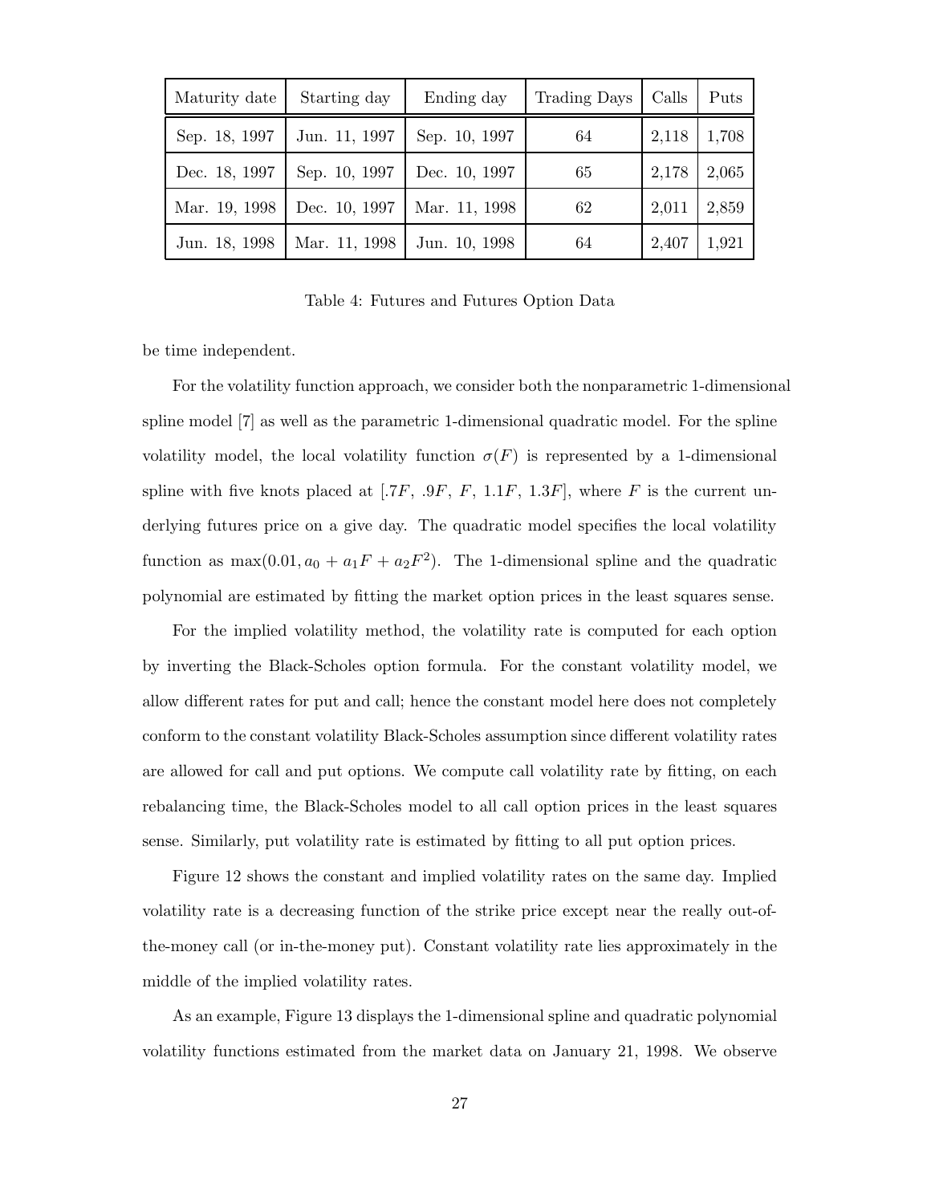| Maturity date | Starting day | Ending day | Trading Days | Calls | Puts |
|---|---|---|---|---|---|
| Sep. 18, 1997 | Jun. 11, 1997 | Sep. 10, 1997 | 64 | 2,118 | 1,708 |
| Dec. 18, 1997 | Sep. 10, 1997 | Dec. 10, 1997 | 65 | 2,178 | 2,065 |
| Mar. 19, 1998 | Dec. 10, 1997 | Mar. 11, 1998 | 62 | 2,011 | 2,859 |
| Jun. 18, 1998 | Mar. 11, 1998 | Jun. 10, 1998 | 64 | 2,407 | 1,921 |

Table 4: Futures and Futures Option Data

be time independent.

For the volatility function approach, we consider both the nonparametric 1-dimensional spline model [7] as well as the parametric 1-dimensional quadratic model. For the spline volatility model, the local volatility function $\sigma(F)$ is represented by a 1-dimensional spline with five knots placed at $[.7F,\ .9F,\ F,\ 1.1F,\ 1.3F]$, where $F$ is the current underlying futures price on a give day. The quadratic model specifies the local volatility function as $\max(0.01, a_0 + a_1 F + a_2 F^2)$. The 1-dimensional spline and the quadratic polynomial are estimated by fitting the market option prices in the least squares sense.

For the implied volatility method, the volatility rate is computed for each option by inverting the Black-Scholes option formula. For the constant volatility model, we allow different rates for put and call; hence the constant model here does not completely conform to the constant volatility Black-Scholes assumption since different volatility rates are allowed for call and put options. We compute call volatility rate by fitting, on each rebalancing time, the Black-Scholes model to all call option prices in the least squares sense. Similarly, put volatility rate is estimated by fitting to all put option prices.

Figure 12 shows the constant and implied volatility rates on the same day. Implied volatility rate is a decreasing function of the strike price except near the really out-of-the-money call (or in-the-money put). Constant volatility rate lies approximately in the middle of the implied volatility rates.

As an example, Figure 13 displays the 1-dimensional spline and quadratic polynomial volatility functions estimated from the market data on January 21, 1998. We observe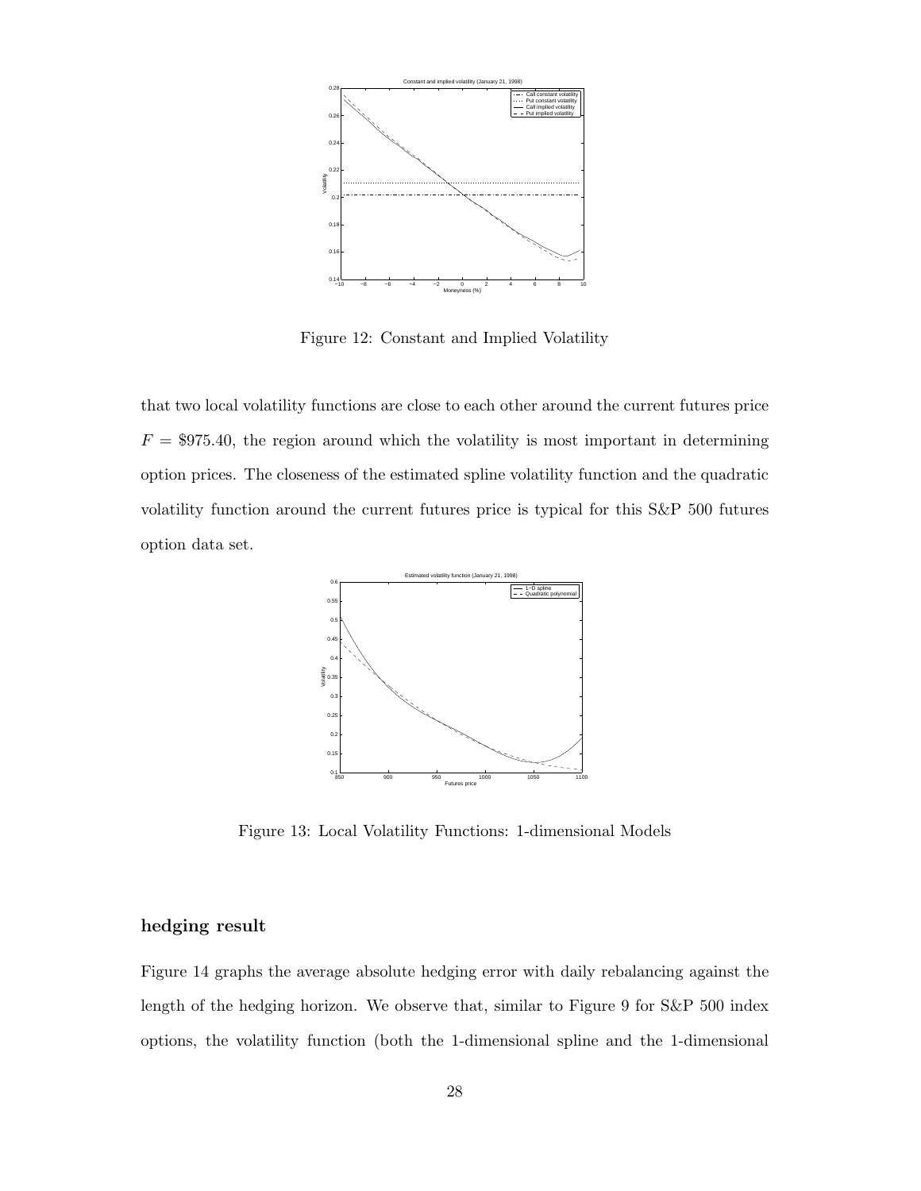Figure 12: Constant and Implied Volatility

that two local volatility functions are close to each other around the current futures price $F = \$975.40$, the region around which the volatility is most important in determining option prices. The closeness of the estimated spline volatility function and the quadratic volatility function around the current futures price is typical for this S&P 500 futures option data set.

Figure 13: Local Volatility Functions: 1-dimensional Models

### hedging result

Figure 14 graphs the average absolute hedging error with daily rebalancing against the length of the hedging horizon. We observe that, similar to Figure 9 for S&P 500 index options, the volatility function (both the 1-dimensional spline and the 1-dimensional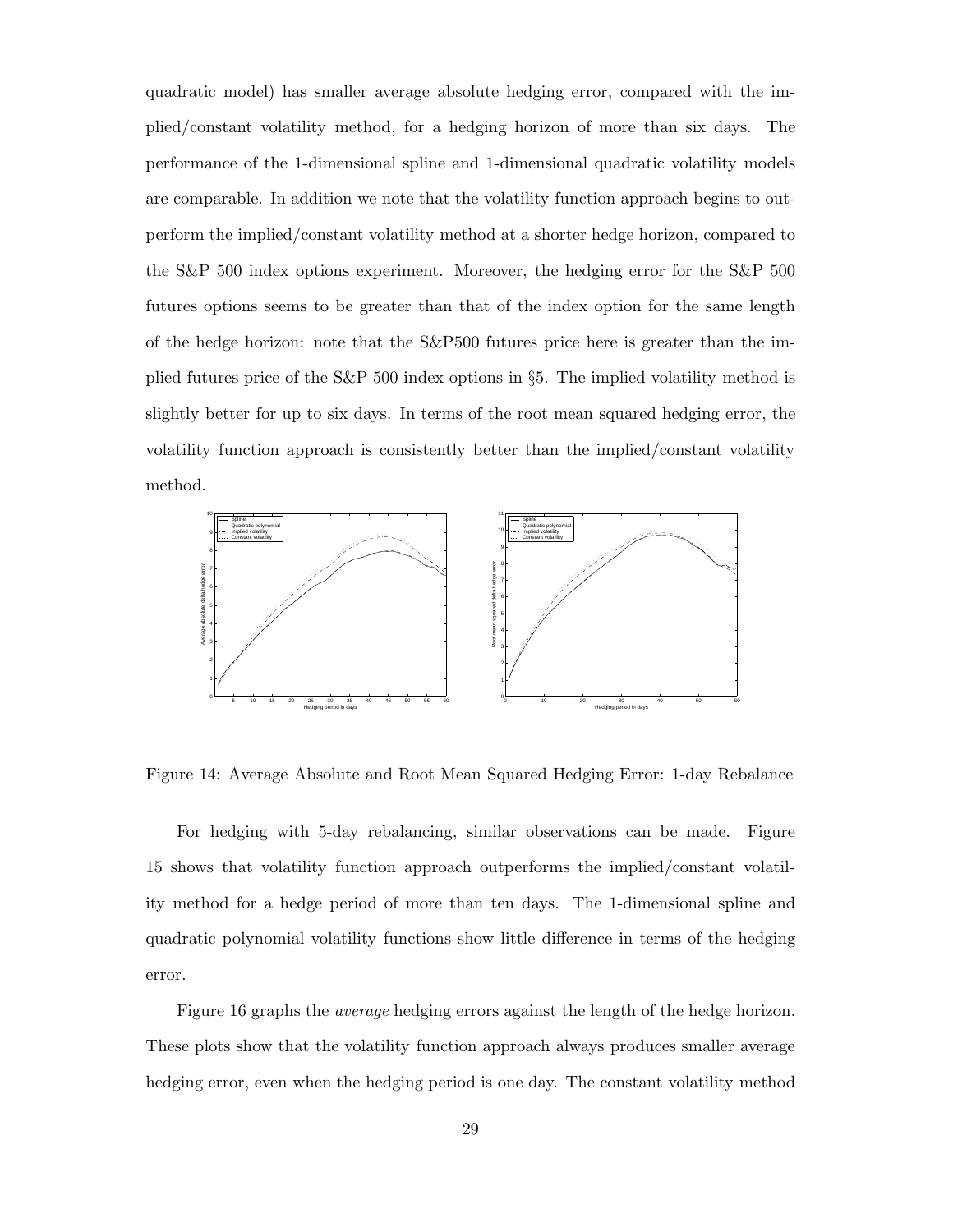quadratic model) has smaller average absolute hedging error, compared with the implied/constant volatility method, for a hedging horizon of more than six days. The performance of the 1-dimensional spline and 1-dimensional quadratic volatility models are comparable. In addition we note that the volatility function approach begins to outperform the implied/constant volatility method at a shorter hedge horizon, compared to the S&P 500 index options experiment. Moreover, the hedging error for the S&P 500 futures options seems to be greater than that of the index option for the same length of the hedge horizon: note that the S&P500 futures price here is greater than the implied futures price of the S&P 500 index options in §5. The implied volatility method is slightly better for up to six days. In terms of the root mean squared hedging error, the volatility function approach is consistently better than the implied/constant volatility method.

Figure 14: Average Absolute and Root Mean Squared Hedging Error: 1-day Rebalance

For hedging with 5-day rebalancing, similar observations can be made. Figure 15 shows that volatility function approach outperforms the implied/constant volatility method for a hedge period of more than ten days. The 1-dimensional spline and quadratic polynomial volatility functions show little difference in terms of the hedging error.

Figure 16 graphs the *average* hedging errors against the length of the hedge horizon. These plots show that the volatility function approach always produces smaller average hedging error, even when the hedging period is one day. The constant volatility method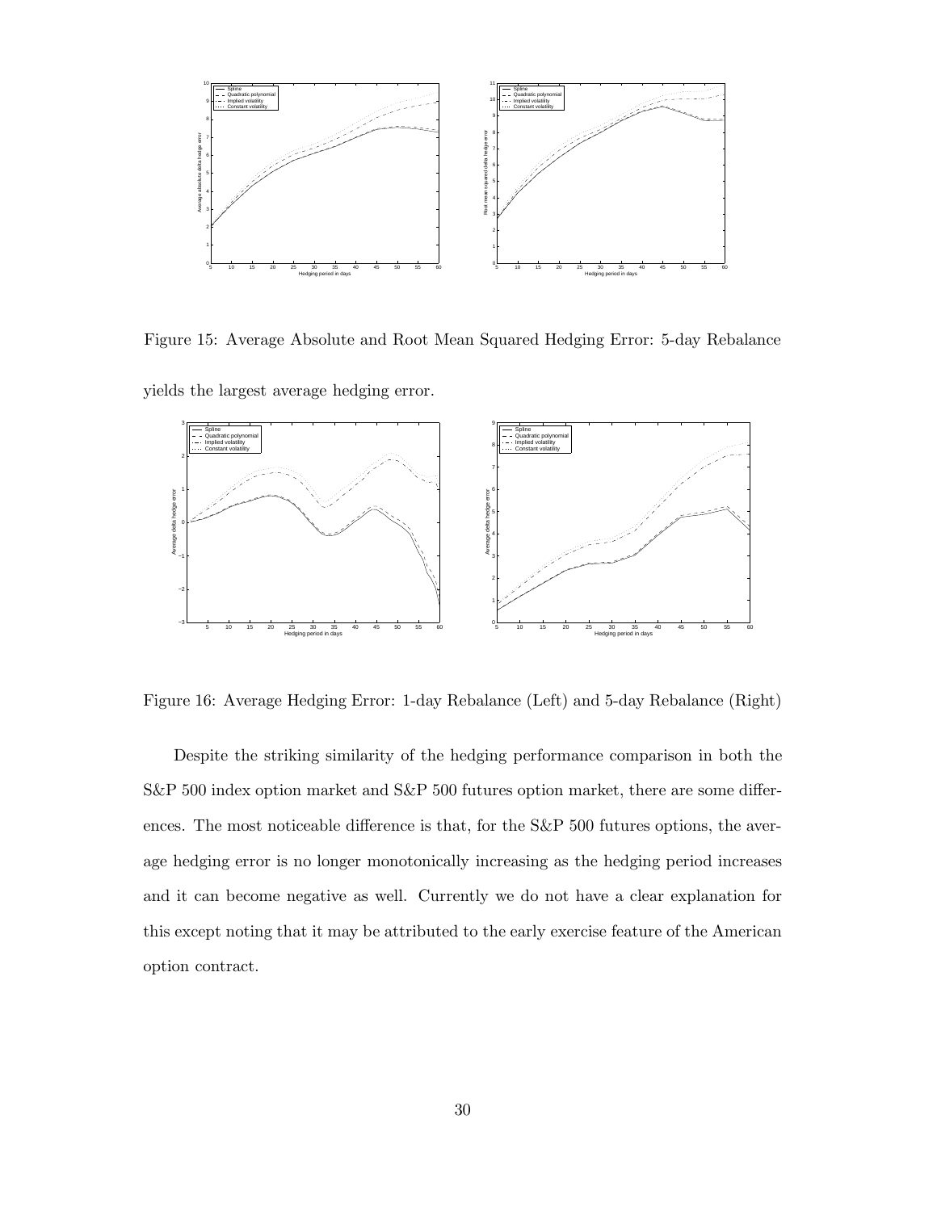Figure 15: Average Absolute and Root Mean Squared Hedging Error: 5-day Rebalance

yields the largest average hedging error.

Figure 16: Average Hedging Error: 1-day Rebalance (Left) and 5-day Rebalance (Right)

Despite the striking similarity of the hedging performance comparison in both the S&P 500 index option market and S&P 500 futures option market, there are some differences. The most noticeable difference is that, for the S&P 500 futures options, the average hedging error is no longer monotonically increasing as the hedging period increases and it can become negative as well. Currently we do not have a clear explanation for this except noting that it may be attributed to the early exercise feature of the American option contract.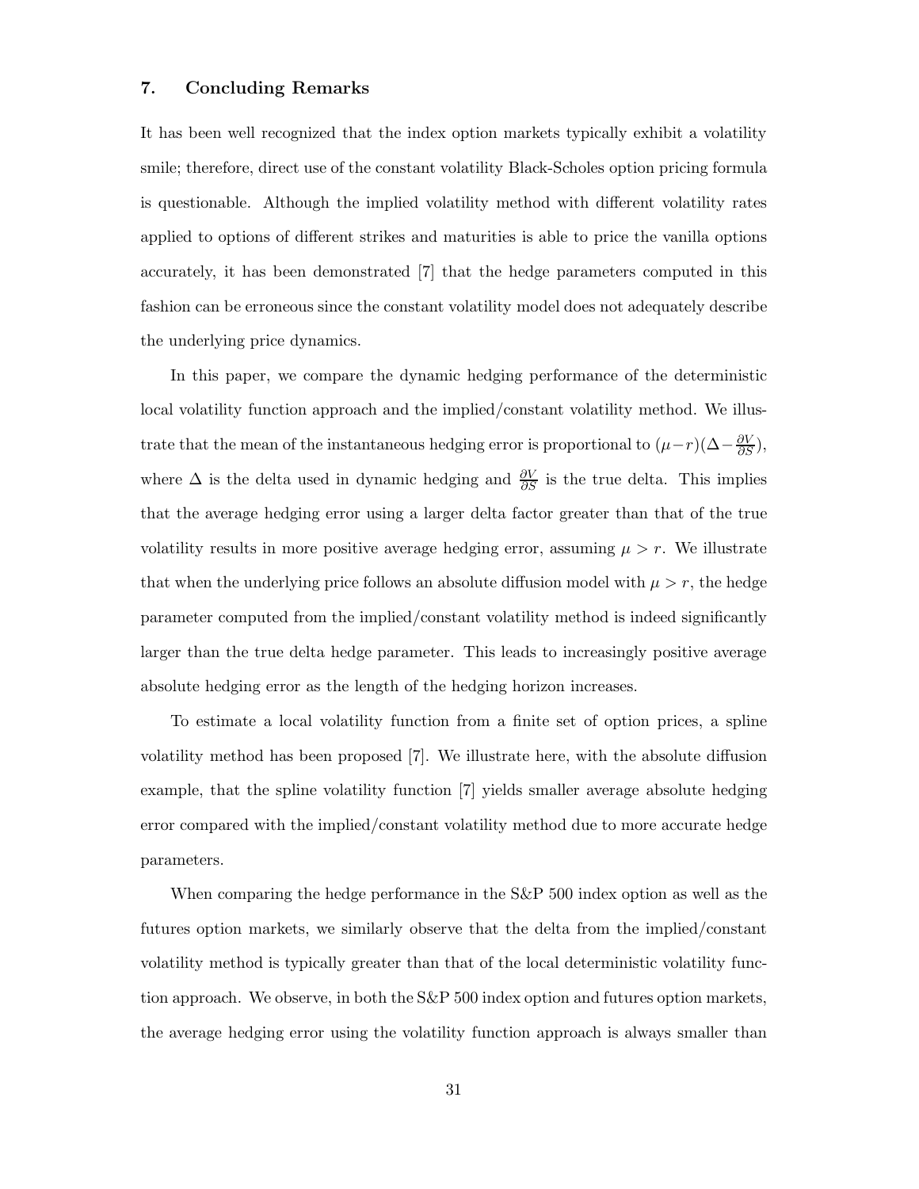## 7. Concluding Remarks

It has been well recognized that the index option markets typically exhibit a volatility smile; therefore, direct use of the constant volatility Black-Scholes option pricing formula is questionable. Although the implied volatility method with different volatility rates applied to options of different strikes and maturities is able to price the vanilla options accurately, it has been demonstrated [7] that the hedge parameters computed in this fashion can be erroneous since the constant volatility model does not adequately describe the underlying price dynamics.

In this paper, we compare the dynamic hedging performance of the deterministic local volatility function approach and the implied/constant volatility method. We illustrate that the mean of the instantaneous hedging error is proportional to $(\mu - r)(\Delta - \frac{\partial V}{\partial S})$, where $\Delta$ is the delta used in dynamic hedging and $\frac{\partial V}{\partial S}$ is the true delta. This implies that the average hedging error using a larger delta factor greater than that of the true volatility results in more positive average hedging error, assuming $\mu > r$. We illustrate that when the underlying price follows an absolute diffusion model with $\mu > r$, the hedge parameter computed from the implied/constant volatility method is indeed significantly larger than the true delta hedge parameter. This leads to increasingly positive average absolute hedging error as the length of the hedging horizon increases.

To estimate a local volatility function from a finite set of option prices, a spline volatility method has been proposed [7]. We illustrate here, with the absolute diffusion example, that the spline volatility function [7] yields smaller average absolute hedging error compared with the implied/constant volatility method due to more accurate hedge parameters.

When comparing the hedge performance in the S&P 500 index option as well as the futures option markets, we similarly observe that the delta from the implied/constant volatility method is typically greater than that of the local deterministic volatility function approach. We observe, in both the S&P 500 index option and futures option markets, the average hedging error using the volatility function approach is always smaller than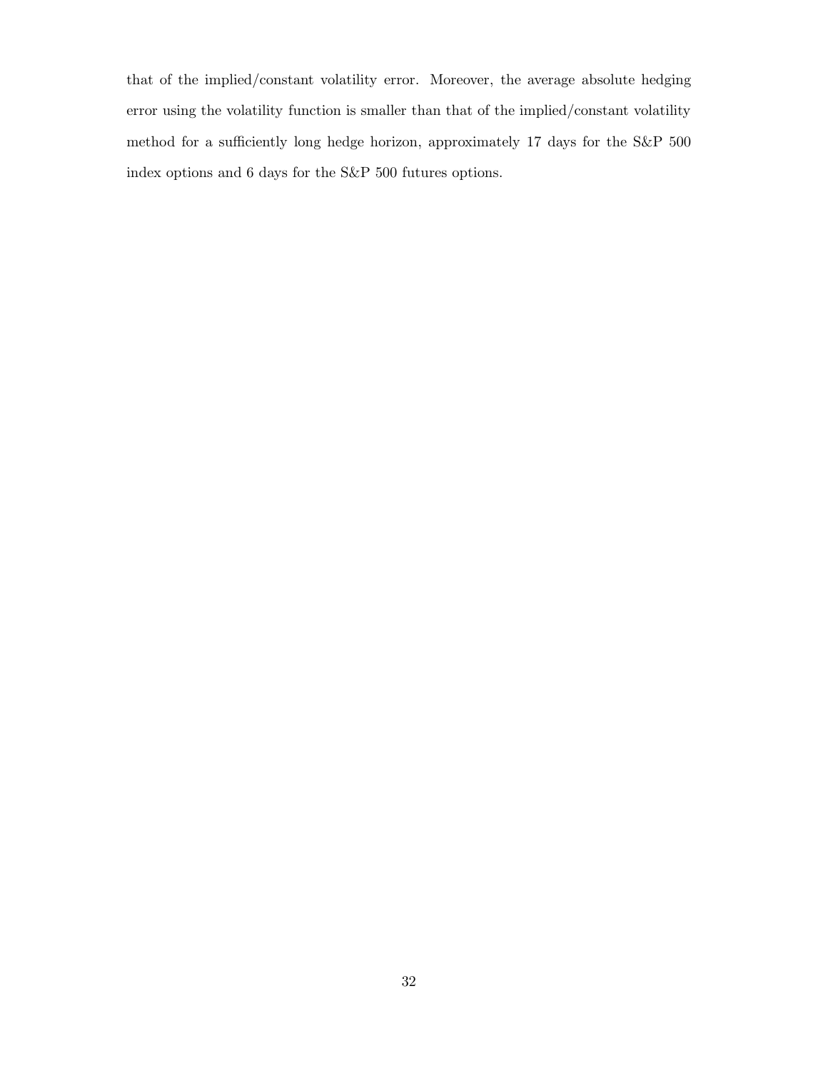that of the implied/constant volatility error. Moreover, the average absolute hedging error using the volatility function is smaller than that of the implied/constant volatility method for a sufficiently long hedge horizon, approximately 17 days for the S&P 500 index options and 6 days for the S&P 500 futures options.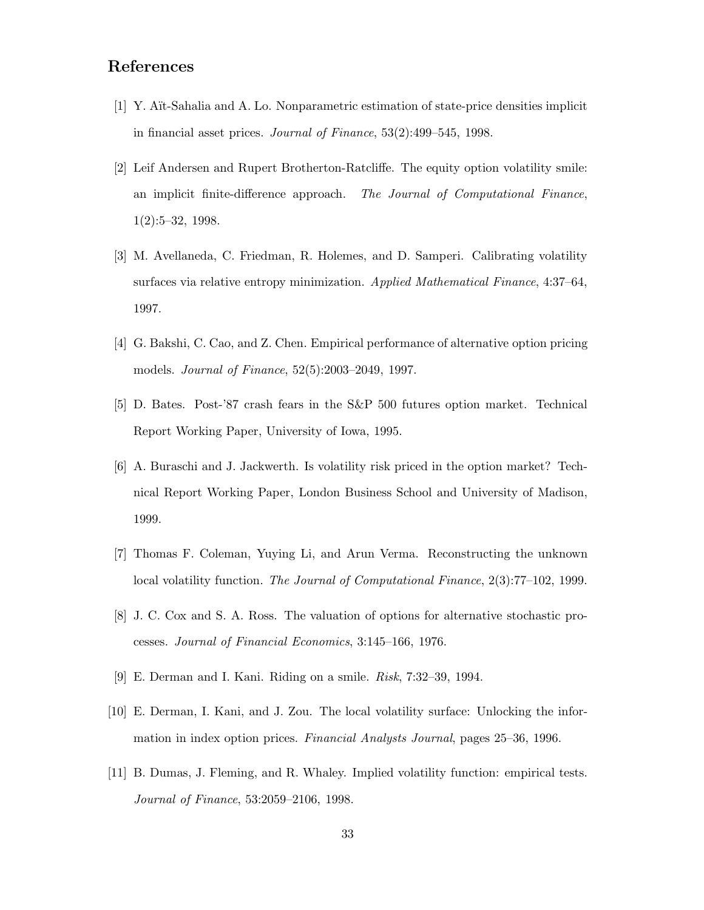## References

[1] Y. Aït-Sahalia and A. Lo. Nonparametric estimation of state-price densities implicit in financial asset prices. *Journal of Finance*, 53(2):499–545, 1998.

[2] Leif Andersen and Rupert Brotherton-Ratcliffe. The equity option volatility smile: an implicit finite-difference approach. *The Journal of Computational Finance*, 1(2):5–32, 1998.

[3] M. Avellaneda, C. Friedman, R. Holemes, and D. Samperi. Calibrating volatility surfaces via relative entropy minimization. *Applied Mathematical Finance*, 4:37–64, 1997.

[4] G. Bakshi, C. Cao, and Z. Chen. Empirical performance of alternative option pricing models. *Journal of Finance*, 52(5):2003–2049, 1997.

[5] D. Bates. Post-'87 crash fears in the S&P 500 futures option market. Technical Report Working Paper, University of Iowa, 1995.

[6] A. Buraschi and J. Jackwerth. Is volatility risk priced in the option market? Technical Report Working Paper, London Business School and University of Madison, 1999.

[7] Thomas F. Coleman, Yuying Li, and Arun Verma. Reconstructing the unknown local volatility function. *The Journal of Computational Finance*, 2(3):77–102, 1999.

[8] J. C. Cox and S. A. Ross. The valuation of options for alternative stochastic processes. *Journal of Financial Economics*, 3:145–166, 1976.

[9] E. Derman and I. Kani. Riding on a smile. *Risk*, 7:32–39, 1994.

[10] E. Derman, I. Kani, and J. Zou. The local volatility surface: Unlocking the information in index option prices. *Financial Analysts Journal*, pages 25–36, 1996.

[11] B. Dumas, J. Fleming, and R. Whaley. Implied volatility function: empirical tests. *Journal of Finance*, 53:2059–2106, 1998.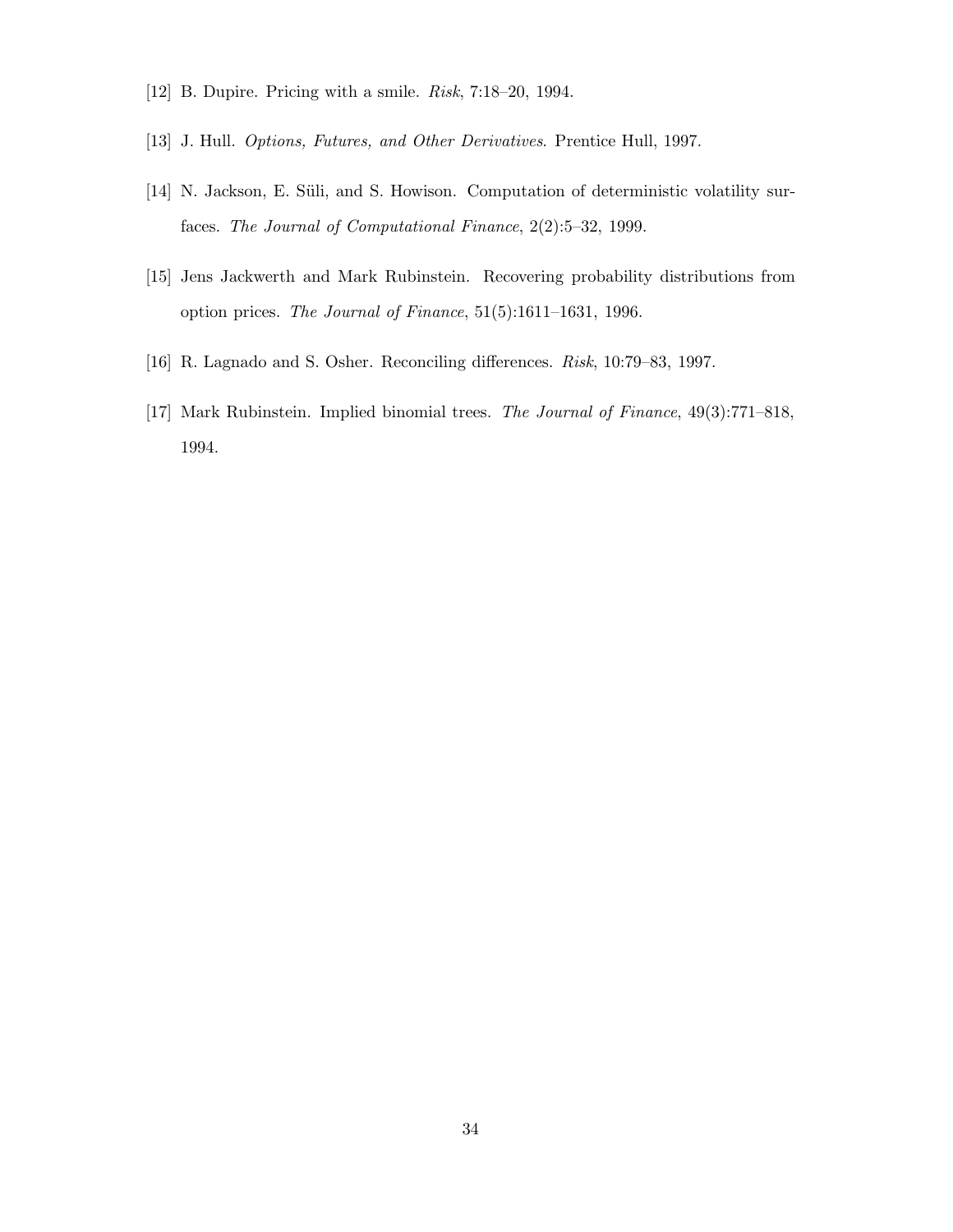[12] B. Dupire. Pricing with a smile. *Risk*, 7:18–20, 1994.

[13] J. Hull. *Options, Futures, and Other Derivatives*. Prentice Hull, 1997.

[14] N. Jackson, E. Süli, and S. Howison. Computation of deterministic volatility surfaces. *The Journal of Computational Finance*, 2(2):5–32, 1999.

[15] Jens Jackwerth and Mark Rubinstein. Recovering probability distributions from option prices. *The Journal of Finance*, 51(5):1611–1631, 1996.

[16] R. Lagnado and S. Osher. Reconciling differences. *Risk*, 10:79–83, 1997.

[17] Mark Rubinstein. Implied binomial trees. *The Journal of Finance*, 49(3):771–818, 1994.